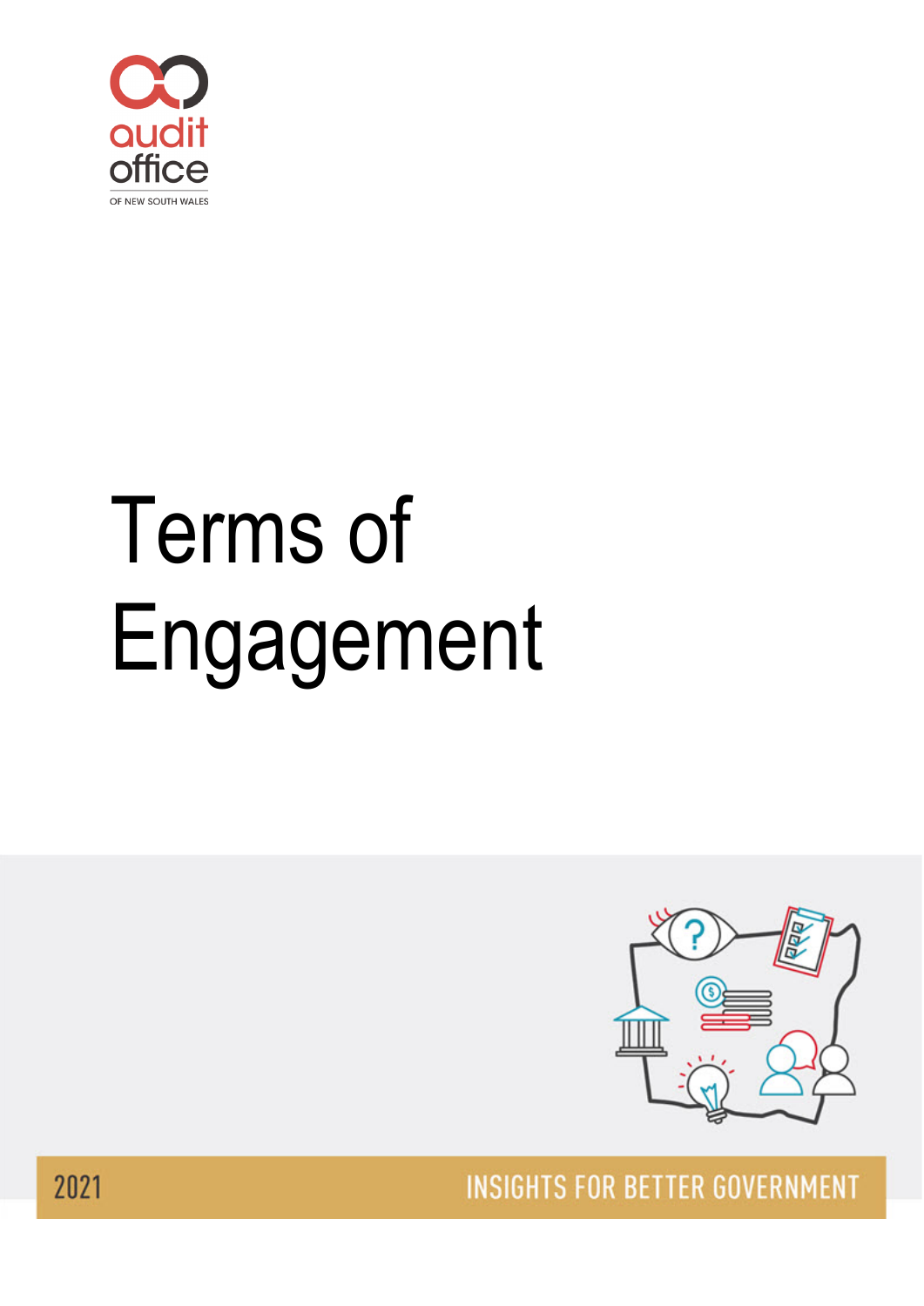audit office

OF NEW SOUTH WALES

# Terms of Engagement

2021

INSIGHTS FOR BETTER GOVERNMENT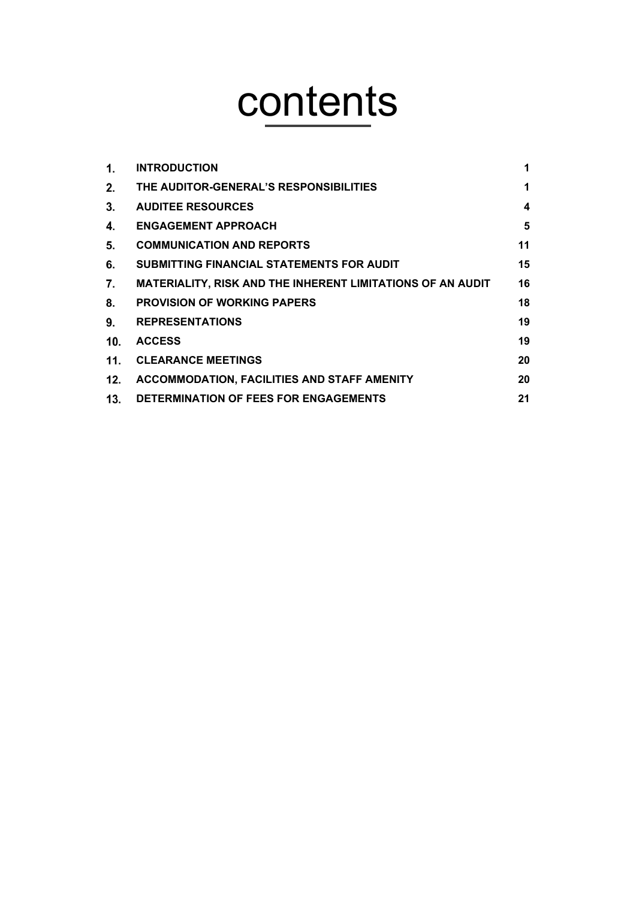# contents

| | | |
|---|---|---|
| **1.** | **INTRODUCTION** | **1** |
| **2.** | **THE AUDITOR-GENERAL'S RESPONSIBILITIES** | **1** |
| **3.** | **AUDITEE RESOURCES** | **4** |
| **4.** | **ENGAGEMENT APPROACH** | **5** |
| **5.** | **COMMUNICATION AND REPORTS** | **11** |
| **6.** | **SUBMITTING FINANCIAL STATEMENTS FOR AUDIT** | **15** |
| **7.** | **MATERIALITY, RISK AND THE INHERENT LIMITATIONS OF AN AUDIT** | **16** |
| **8.** | **PROVISION OF WORKING PAPERS** | **18** |
| **9.** | **REPRESENTATIONS** | **19** |
| **10.** | **ACCESS** | **19** |
| **11.** | **CLEARANCE MEETINGS** | **20** |
| **12.** | **ACCOMMODATION, FACILITIES AND STAFF AMENITY** | **20** |
| **13.** | **DETERMINATION OF FEES FOR ENGAGEMENTS** | **21** |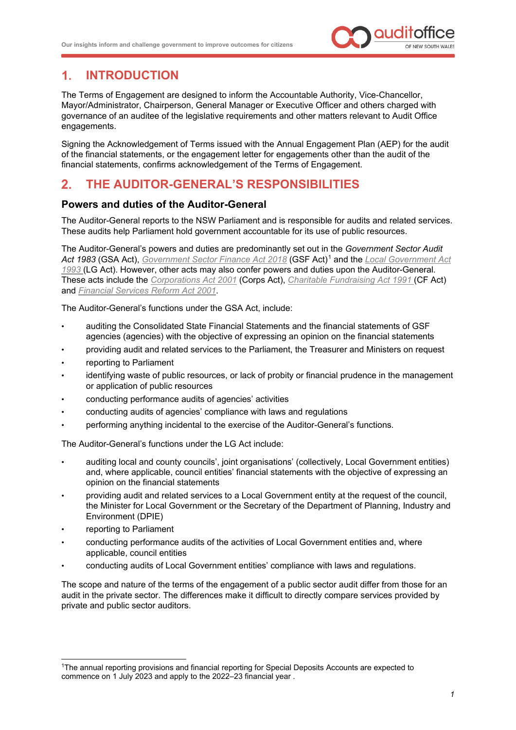# 1. INTRODUCTION

The Terms of Engagement are designed to inform the Accountable Authority, Vice-Chancellor, Mayor/Administrator, Chairperson, General Manager or Executive Officer and others charged with governance of an auditee of the legislative requirements and other matters relevant to Audit Office engagements.

Signing the Acknowledgement of Terms issued with the Annual Engagement Plan (AEP) for the audit of the financial statements, or the engagement letter for engagements other than the audit of the financial statements, confirms acknowledgement of the Terms of Engagement.

# 2. THE AUDITOR-GENERAL'S RESPONSIBILITIES

## Powers and duties of the Auditor-General

The Auditor-General reports to the NSW Parliament and is responsible for audits and related services. These audits help Parliament hold government accountable for its use of public resources.

The Auditor-General's powers and duties are predominantly set out in the *Government Sector Audit Act 1983* (GSA Act), *Government Sector Finance Act 2018* (GSF Act)[1] and the *Local Government Act 1993* (LG Act). However, other acts may also confer powers and duties upon the Auditor-General. These acts include the *Corporations Act 2001* (Corps Act), *Charitable Fundraising Act 1991* (CF Act) and *Financial Services Reform Act 2001*.

The Auditor-General's functions under the GSA Act, include:

- auditing the Consolidated State Financial Statements and the financial statements of GSF agencies (agencies) with the objective of expressing an opinion on the financial statements
- providing audit and related services to the Parliament, the Treasurer and Ministers on request
- reporting to Parliament
- identifying waste of public resources, or lack of probity or financial prudence in the management or application of public resources
- conducting performance audits of agencies' activities
- conducting audits of agencies' compliance with laws and regulations
- performing anything incidental to the exercise of the Auditor-General's functions.

The Auditor-General's functions under the LG Act include:

- auditing local and county councils', joint organisations' (collectively, Local Government entities) and, where applicable, council entities' financial statements with the objective of expressing an opinion on the financial statements
- providing audit and related services to a Local Government entity at the request of the council, the Minister for Local Government or the Secretary of the Department of Planning, Industry and Environment (DPIE)
- reporting to Parliament
- conducting performance audits of the activities of Local Government entities and, where applicable, council entities
- conducting audits of Local Government entities' compliance with laws and regulations.

The scope and nature of the terms of the engagement of a public sector audit differ from those for an audit in the private sector. The differences make it difficult to directly compare services provided by private and public sector auditors.

---

[1] The annual reporting provisions and financial reporting for Special Deposits Accounts are expected to commence on 1 July 2023 and apply to the 2022–23 financial year .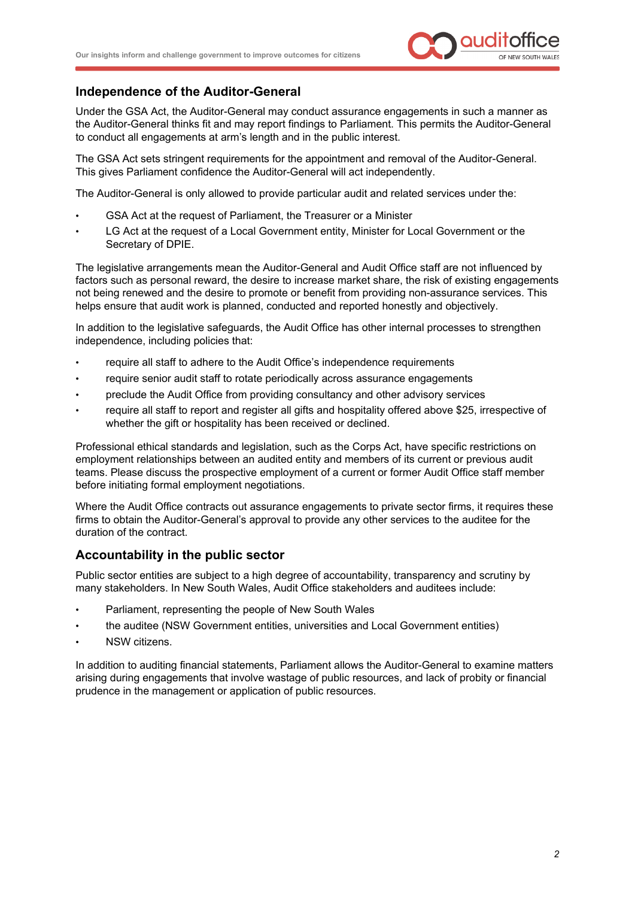## Independence of the Auditor-General

Under the GSA Act, the Auditor-General may conduct assurance engagements in such a manner as the Auditor-General thinks fit and may report findings to Parliament. This permits the Auditor-General to conduct all engagements at arm's length and in the public interest.

The GSA Act sets stringent requirements for the appointment and removal of the Auditor-General. This gives Parliament confidence the Auditor-General will act independently.

The Auditor-General is only allowed to provide particular audit and related services under the:

- GSA Act at the request of Parliament, the Treasurer or a Minister
- LG Act at the request of a Local Government entity, Minister for Local Government or the Secretary of DPIE.

The legislative arrangements mean the Auditor-General and Audit Office staff are not influenced by factors such as personal reward, the desire to increase market share, the risk of existing engagements not being renewed and the desire to promote or benefit from providing non-assurance services. This helps ensure that audit work is planned, conducted and reported honestly and objectively.

In addition to the legislative safeguards, the Audit Office has other internal processes to strengthen independence, including policies that:

- require all staff to adhere to the Audit Office's independence requirements
- require senior audit staff to rotate periodically across assurance engagements
- preclude the Audit Office from providing consultancy and other advisory services
- require all staff to report and register all gifts and hospitality offered above $25, irrespective of whether the gift or hospitality has been received or declined.

Professional ethical standards and legislation, such as the Corps Act, have specific restrictions on employment relationships between an audited entity and members of its current or previous audit teams. Please discuss the prospective employment of a current or former Audit Office staff member before initiating formal employment negotiations.

Where the Audit Office contracts out assurance engagements to private sector firms, it requires these firms to obtain the Auditor-General's approval to provide any other services to the auditee for the duration of the contract.

## Accountability in the public sector

Public sector entities are subject to a high degree of accountability, transparency and scrutiny by many stakeholders. In New South Wales, Audit Office stakeholders and auditees include:

- Parliament, representing the people of New South Wales
- the auditee (NSW Government entities, universities and Local Government entities)
- NSW citizens.

In addition to auditing financial statements, Parliament allows the Auditor-General to examine matters arising during engagements that involve wastage of public resources, and lack of probity or financial prudence in the management or application of public resources.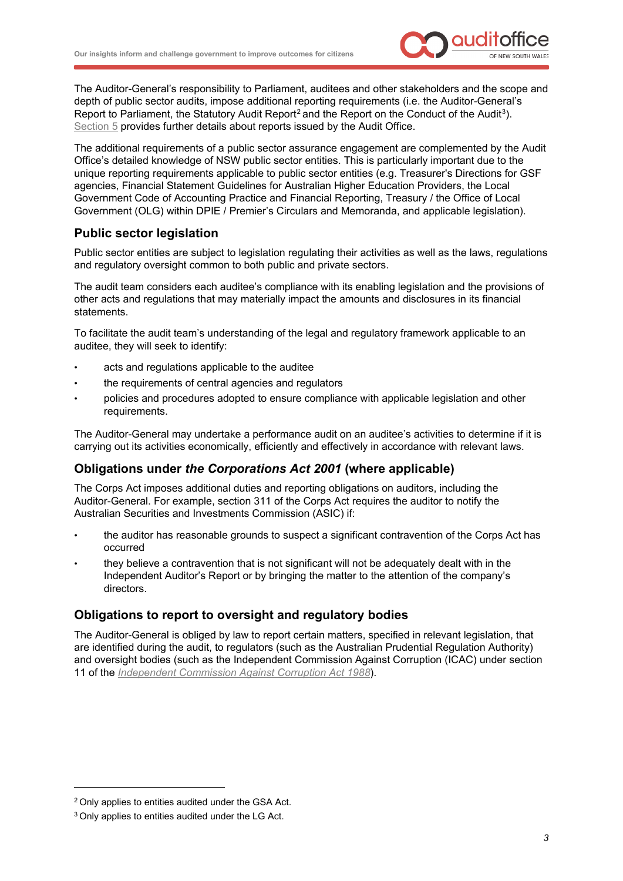The Auditor-General's responsibility to Parliament, auditees and other stakeholders and the scope and depth of public sector audits, impose additional reporting requirements (i.e. the Auditor-General's Report to Parliament, the Statutory Audit Report[2] and the Report on the Conduct of the Audit[3]). Section 5 provides further details about reports issued by the Audit Office.

The additional requirements of a public sector assurance engagement are complemented by the Audit Office's detailed knowledge of NSW public sector entities. This is particularly important due to the unique reporting requirements applicable to public sector entities (e.g. Treasurer's Directions for GSF agencies, Financial Statement Guidelines for Australian Higher Education Providers, the Local Government Code of Accounting Practice and Financial Reporting, Treasury / the Office of Local Government (OLG) within DPIE / Premier's Circulars and Memoranda, and applicable legislation).

## Public sector legislation

Public sector entities are subject to legislation regulating their activities as well as the laws, regulations and regulatory oversight common to both public and private sectors.

The audit team considers each auditee's compliance with its enabling legislation and the provisions of other acts and regulations that may materially impact the amounts and disclosures in its financial statements.

To facilitate the audit team's understanding of the legal and regulatory framework applicable to an auditee, they will seek to identify:

- acts and regulations applicable to the auditee
- the requirements of central agencies and regulators
- policies and procedures adopted to ensure compliance with applicable legislation and other requirements.

The Auditor-General may undertake a performance audit on an auditee's activities to determine if it is carrying out its activities economically, efficiently and effectively in accordance with relevant laws.

## Obligations under *the Corporations Act 2001* (where applicable)

The Corps Act imposes additional duties and reporting obligations on auditors, including the Auditor-General. For example, section 311 of the Corps Act requires the auditor to notify the Australian Securities and Investments Commission (ASIC) if:

- the auditor has reasonable grounds to suspect a significant contravention of the Corps Act has occurred
- they believe a contravention that is not significant will not be adequately dealt with in the Independent Auditor's Report or by bringing the matter to the attention of the company's directors.

## Obligations to report to oversight and regulatory bodies

The Auditor-General is obliged by law to report certain matters, specified in relevant legislation, that are identified during the audit, to regulators (such as the Australian Prudential Regulation Authority) and oversight bodies (such as the Independent Commission Against Corruption (ICAC) under section 11 of the *Independent Commission Against Corruption Act 1988*).

---

[2] Only applies to entities audited under the GSA Act.

[3] Only applies to entities audited under the LG Act.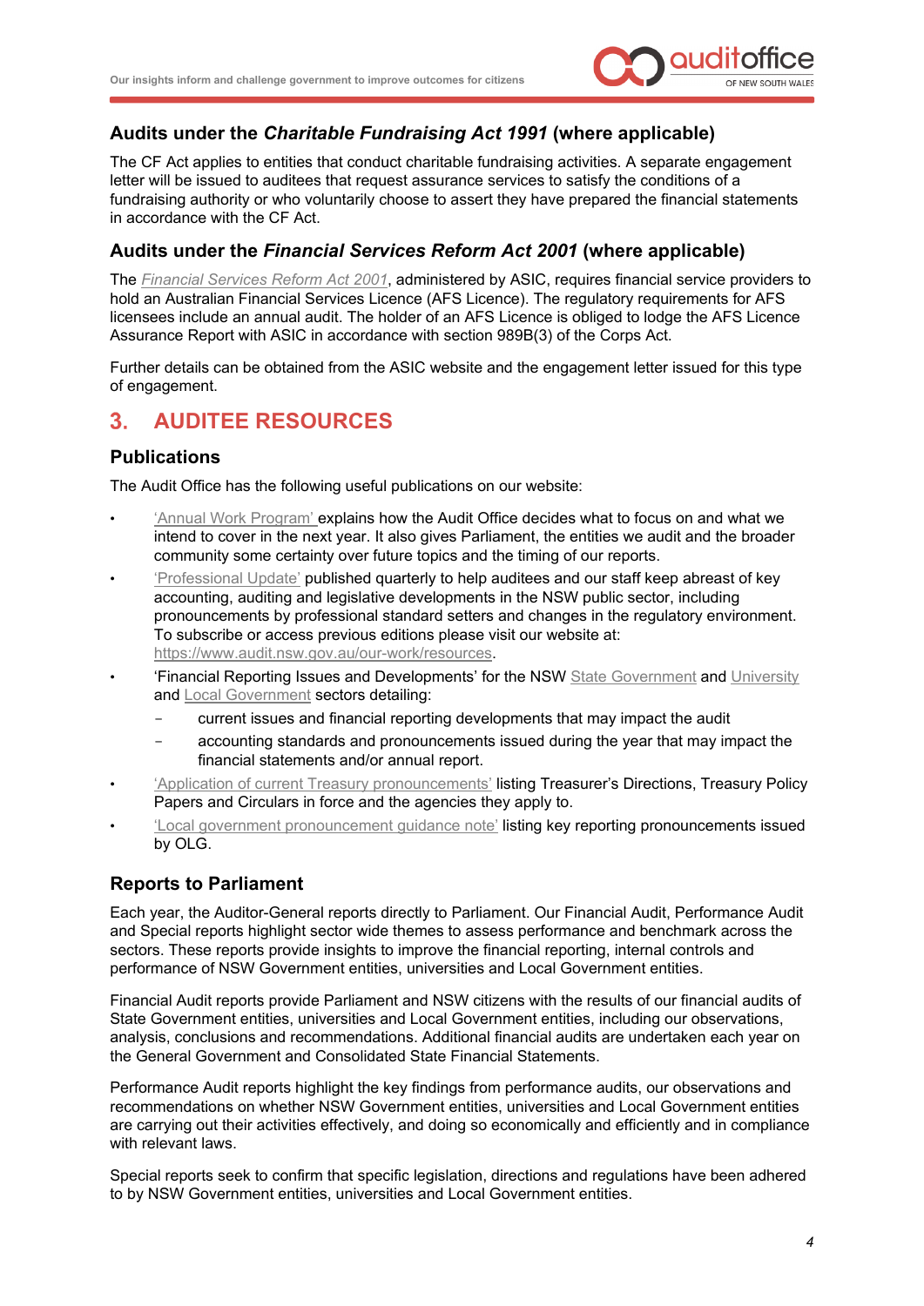### Audits under the *Charitable Fundraising Act 1991* (where applicable)

The CF Act applies to entities that conduct charitable fundraising activities. A separate engagement letter will be issued to auditees that request assurance services to satisfy the conditions of a fundraising authority or who voluntarily choose to assert they have prepared the financial statements in accordance with the CF Act.

### Audits under the *Financial Services Reform Act 2001* (where applicable)

The *Financial Services Reform Act 2001*, administered by ASIC, requires financial service providers to hold an Australian Financial Services Licence (AFS Licence). The regulatory requirements for AFS licensees include an annual audit. The holder of an AFS Licence is obliged to lodge the AFS Licence Assurance Report with ASIC in accordance with section 989B(3) of the Corps Act.

Further details can be obtained from the ASIC website and the engagement letter issued for this type of engagement.

## 3. AUDITEE RESOURCES

### Publications

The Audit Office has the following useful publications on our website:

- 'Annual Work Program' explains how the Audit Office decides what to focus on and what we intend to cover in the next year. It also gives Parliament, the entities we audit and the broader community some certainty over future topics and the timing of our reports.
- 'Professional Update' published quarterly to help auditees and our staff keep abreast of key accounting, auditing and legislative developments in the NSW public sector, including pronouncements by professional standard setters and changes in the regulatory environment. To subscribe or access previous editions please visit our website at: https://www.audit.nsw.gov.au/our-work/resources.
- 'Financial Reporting Issues and Developments' for the NSW State Government and University and Local Government sectors detailing:
  - current issues and financial reporting developments that may impact the audit
  - accounting standards and pronouncements issued during the year that may impact the financial statements and/or annual report.
- 'Application of current Treasury pronouncements' listing Treasurer's Directions, Treasury Policy Papers and Circulars in force and the agencies they apply to.
- 'Local government pronouncement guidance note' listing key reporting pronouncements issued by OLG.

### Reports to Parliament

Each year, the Auditor-General reports directly to Parliament. Our Financial Audit, Performance Audit and Special reports highlight sector wide themes to assess performance and benchmark across the sectors. These reports provide insights to improve the financial reporting, internal controls and performance of NSW Government entities, universities and Local Government entities.

Financial Audit reports provide Parliament and NSW citizens with the results of our financial audits of State Government entities, universities and Local Government entities, including our observations, analysis, conclusions and recommendations. Additional financial audits are undertaken each year on the General Government and Consolidated State Financial Statements.

Performance Audit reports highlight the key findings from performance audits, our observations and recommendations on whether NSW Government entities, universities and Local Government entities are carrying out their activities effectively, and doing so economically and efficiently and in compliance with relevant laws.

Special reports seek to confirm that specific legislation, directions and regulations have been adhered to by NSW Government entities, universities and Local Government entities.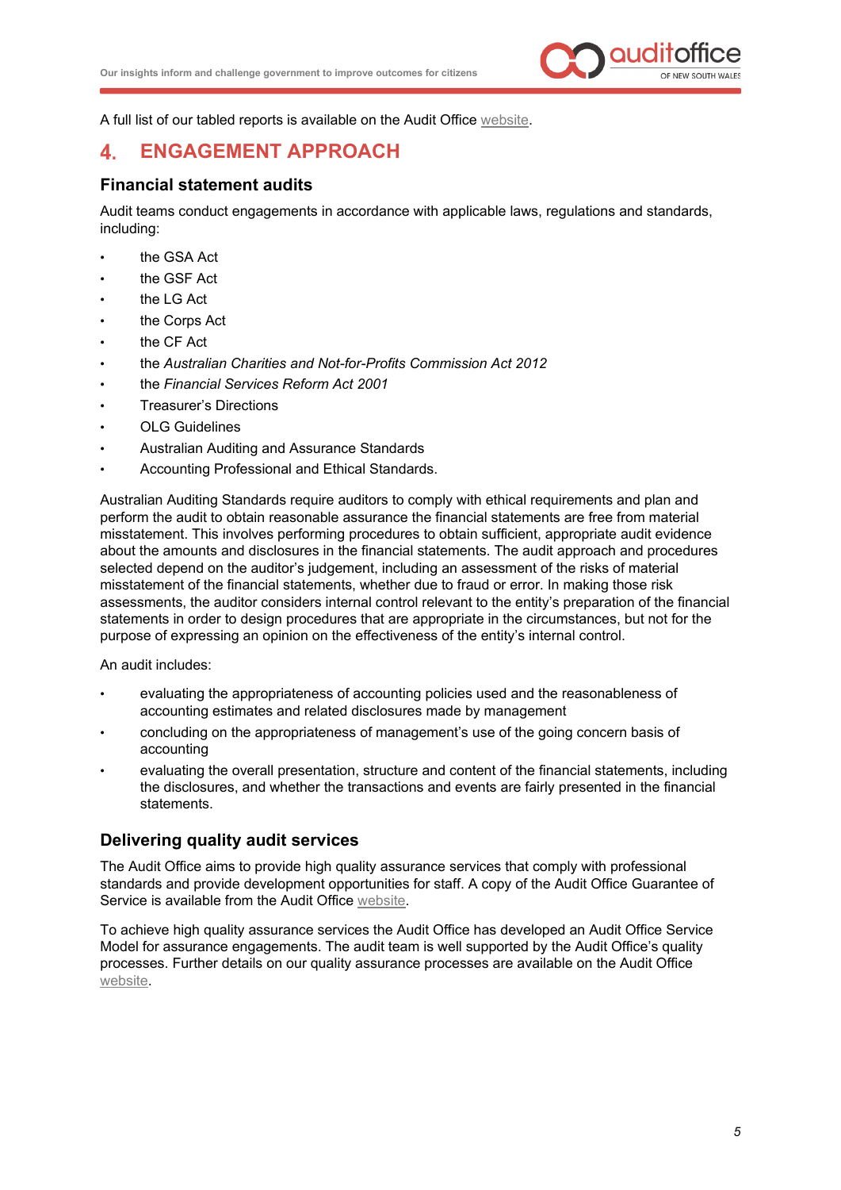A full list of our tabled reports is available on the Audit Office website.

## 4. ENGAGEMENT APPROACH

### Financial statement audits

Audit teams conduct engagements in accordance with applicable laws, regulations and standards, including:

- the GSA Act
- the GSF Act
- the LG Act
- the Corps Act
- the CF Act
- the *Australian Charities and Not-for-Profits Commission Act 2012*
- the *Financial Services Reform Act 2001*
- Treasurer's Directions
- OLG Guidelines
- Australian Auditing and Assurance Standards
- Accounting Professional and Ethical Standards.

Australian Auditing Standards require auditors to comply with ethical requirements and plan and perform the audit to obtain reasonable assurance the financial statements are free from material misstatement. This involves performing procedures to obtain sufficient, appropriate audit evidence about the amounts and disclosures in the financial statements. The audit approach and procedures selected depend on the auditor's judgement, including an assessment of the risks of material misstatement of the financial statements, whether due to fraud or error. In making those risk assessments, the auditor considers internal control relevant to the entity's preparation of the financial statements in order to design procedures that are appropriate in the circumstances, but not for the purpose of expressing an opinion on the effectiveness of the entity's internal control.

An audit includes:

- evaluating the appropriateness of accounting policies used and the reasonableness of accounting estimates and related disclosures made by management
- concluding on the appropriateness of management's use of the going concern basis of accounting
- evaluating the overall presentation, structure and content of the financial statements, including the disclosures, and whether the transactions and events are fairly presented in the financial statements.

### Delivering quality audit services

The Audit Office aims to provide high quality assurance services that comply with professional standards and provide development opportunities for staff. A copy of the Audit Office Guarantee of Service is available from the Audit Office website.

To achieve high quality assurance services the Audit Office has developed an Audit Office Service Model for assurance engagements. The audit team is well supported by the Audit Office's quality processes. Further details on our quality assurance processes are available on the Audit Office website.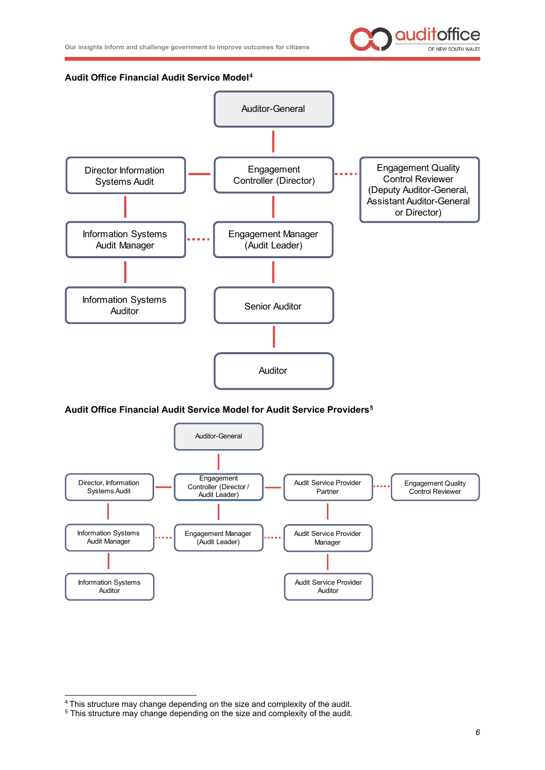**Audit Office Financial Audit Service Model**[4]

Auditor-General

Director Information Systems Audit

Engagement Controller (Director)

Engagement Quality Control Reviewer (Deputy Auditor-General, Assistant Auditor-General or Director)

Information Systems Audit Manager

Engagement Manager (Audit Leader)

Information Systems Auditor

Senior Auditor

Auditor

**Audit Office Financial Audit Service Model for Audit Service Providers**[5]

Auditor-General

Director, Information Systems Audit

Engagement Controller (Director / Audit Leader)

Audit Service Provider Partner

Engagement Quality Control Reviewer

Information Systems Audit Manager

Engagement Manager (Audit Leader)

Audit Service Provider Manager

Information Systems Auditor

Audit Service Provider Auditor

---

[4] This structure may change depending on the size and complexity of the audit.
[5] This structure may change depending on the size and complexity of the audit.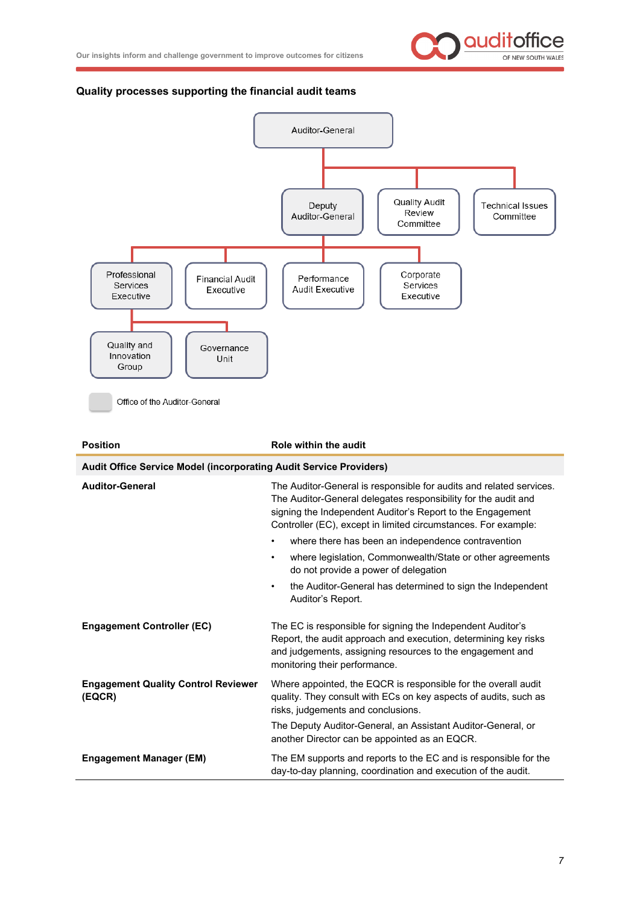### Quality processes supporting the financial audit teams

Auditor-General

Deputy Auditor-General | Quality Audit Review Committee | Technical Issues Committee

Professional Services Executive | Financial Audit Executive | Performance Audit Executive | Corporate Services Executive

Quality and Innovation Group | Governance Unit

Office of the Auditor-General

| Position | Role within the audit |
|---|---|
| **Audit Office Service Model (incorporating Audit Service Providers)** | |
| **Auditor-General** | The Auditor-General is responsible for audits and related services. The Auditor-General delegates responsibility for the audit and signing the Independent Auditor's Report to the Engagement Controller (EC), except in limited circumstances. For example:<br>• where there has been an independence contravention<br>• where legislation, Commonwealth/State or other agreements do not provide a power of delegation<br>• the Auditor-General has determined to sign the Independent Auditor's Report. |
| **Engagement Controller (EC)** | The EC is responsible for signing the Independent Auditor's Report, the audit approach and execution, determining key risks and judgements, assigning resources to the engagement and monitoring their performance. |
| **Engagement Quality Control Reviewer (EQCR)** | Where appointed, the EQCR is responsible for the overall audit quality. They consult with ECs on key aspects of audits, such as risks, judgements and conclusions.<br>The Deputy Auditor-General, an Assistant Auditor-General, or another Director can be appointed as an EQCR. |
| **Engagement Manager (EM)** | The EM supports and reports to the EC and is responsible for the day-to-day planning, coordination and execution of the audit. |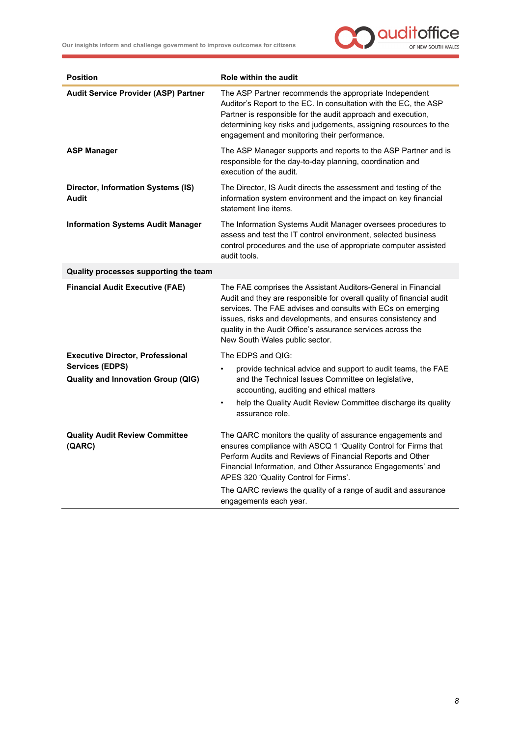| Position | Role within the audit |
| --- | --- |
| **Audit Service Provider (ASP) Partner** | The ASP Partner recommends the appropriate Independent Auditor's Report to the EC. In consultation with the EC, the ASP Partner is responsible for the audit approach and execution, determining key risks and judgements, assigning resources to the engagement and monitoring their performance. |
| **ASP Manager** | The ASP Manager supports and reports to the ASP Partner and is responsible for the day-to-day planning, coordination and execution of the audit. |
| **Director, Information Systems (IS) Audit** | The Director, IS Audit directs the assessment and testing of the information system environment and the impact on key financial statement line items. |
| **Information Systems Audit Manager** | The Information Systems Audit Manager oversees procedures to assess and test the IT control environment, selected business control procedures and the use of appropriate computer assisted audit tools. |
| **Quality processes supporting the team** | |
| **Financial Audit Executive (FAE)** | The FAE comprises the Assistant Auditors-General in Financial Audit and they are responsible for overall quality of financial audit services. The FAE advises and consults with ECs on emerging issues, risks and developments, and ensures consistency and quality in the Audit Office's assurance services across the New South Wales public sector. |
| **Executive Director, Professional Services (EDPS)**<br>**Quality and Innovation Group (QIG)** | The EDPS and QIG:<br>• provide technical advice and support to audit teams, the FAE and the Technical Issues Committee on legislative, accounting, auditing and ethical matters<br>• help the Quality Audit Review Committee discharge its quality assurance role. |
| **Quality Audit Review Committee (QARC)** | The QARC monitors the quality of assurance engagements and ensures compliance with ASCQ 1 'Quality Control for Firms that Perform Audits and Reviews of Financial Reports and Other Financial Information, and Other Assurance Engagements' and APES 320 'Quality Control for Firms'.<br>The QARC reviews the quality of a range of audit and assurance engagements each year. |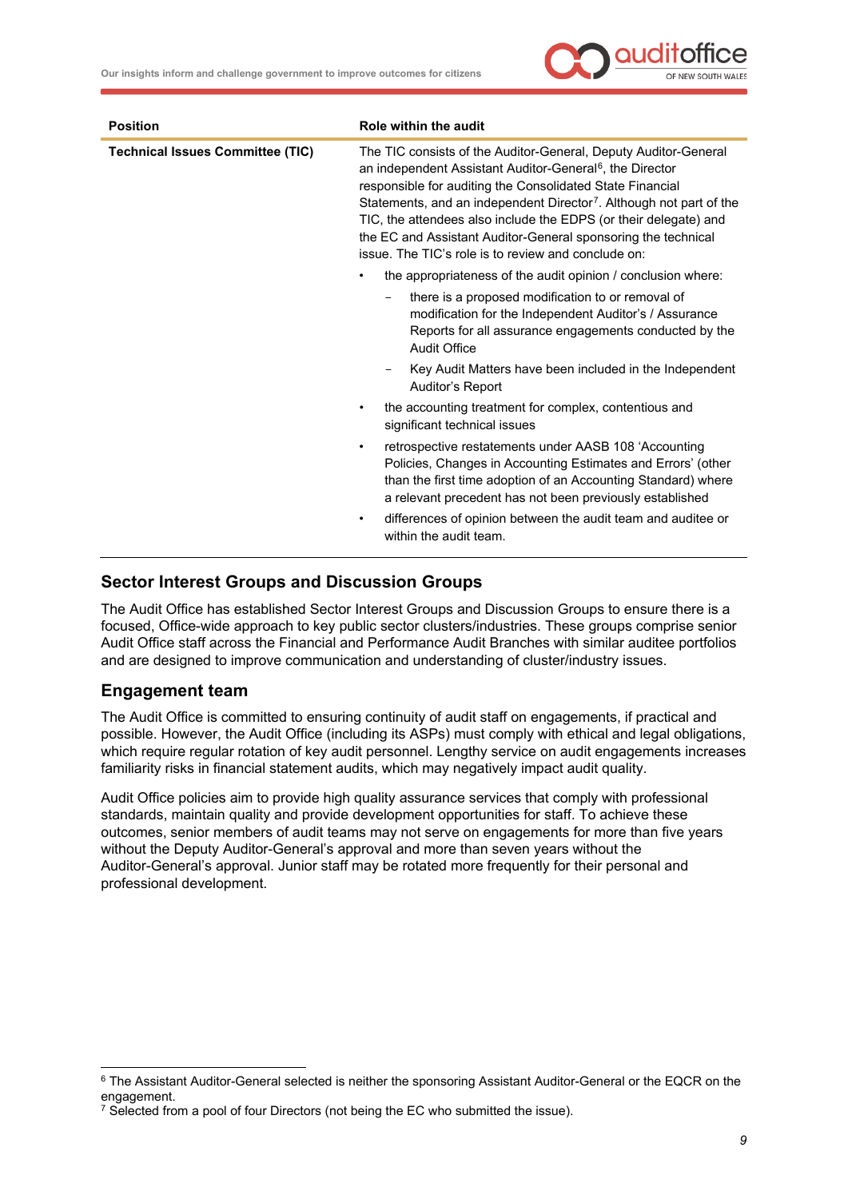| Position | Role within the audit |
|---|---|
| **Technical Issues Committee (TIC)** | The TIC consists of the Auditor-General, Deputy Auditor-General an independent Assistant Auditor-General[6], the Director responsible for auditing the Consolidated State Financial Statements, and an independent Director[7]. Although not part of the TIC, the attendees also include the EDPS (or their delegate) and the EC and Assistant Auditor-General sponsoring the technical issue. The TIC's role is to review and conclude on:<br>• the appropriateness of the audit opinion / conclusion where:<br>– there is a proposed modification to or removal of modification for the Independent Auditor's / Assurance Reports for all assurance engagements conducted by the Audit Office<br>– Key Audit Matters have been included in the Independent Auditor's Report<br>• the accounting treatment for complex, contentious and significant technical issues<br>• retrospective restatements under AASB 108 'Accounting Policies, Changes in Accounting Estimates and Errors' (other than the first time adoption of an Accounting Standard) where a relevant precedent has not been previously established<br>• differences of opinion between the audit team and auditee or within the audit team. |

## Sector Interest Groups and Discussion Groups

The Audit Office has established Sector Interest Groups and Discussion Groups to ensure there is a focused, Office-wide approach to key public sector clusters/industries. These groups comprise senior Audit Office staff across the Financial and Performance Audit Branches with similar auditee portfolios and are designed to improve communication and understanding of cluster/industry issues.

## Engagement team

The Audit Office is committed to ensuring continuity of audit staff on engagements, if practical and possible. However, the Audit Office (including its ASPs) must comply with ethical and legal obligations, which require regular rotation of key audit personnel. Lengthy service on audit engagements increases familiarity risks in financial statement audits, which may negatively impact audit quality.

Audit Office policies aim to provide high quality assurance services that comply with professional standards, maintain quality and provide development opportunities for staff. To achieve these outcomes, senior members of audit teams may not serve on engagements for more than five years without the Deputy Auditor-General's approval and more than seven years without the Auditor-General's approval. Junior staff may be rotated more frequently for their personal and professional development.

[6] The Assistant Auditor-General selected is neither the sponsoring Assistant Auditor-General or the EQCR on the engagement.

[7] Selected from a pool of four Directors (not being the EC who submitted the issue).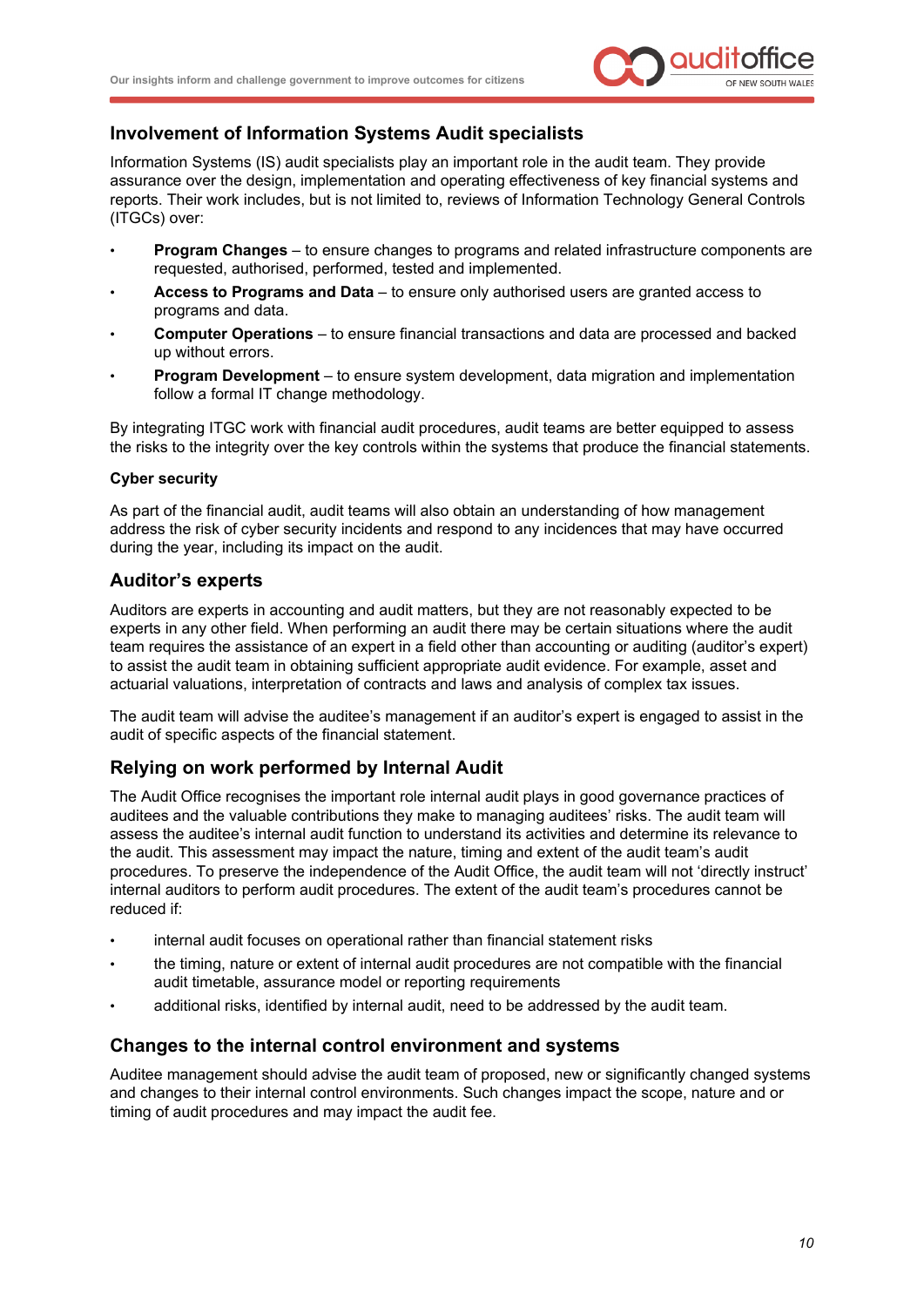## Involvement of Information Systems Audit specialists

Information Systems (IS) audit specialists play an important role in the audit team. They provide assurance over the design, implementation and operating effectiveness of key financial systems and reports. Their work includes, but is not limited to, reviews of Information Technology General Controls (ITGCs) over:

- **Program Changes** – to ensure changes to programs and related infrastructure components are requested, authorised, performed, tested and implemented.
- **Access to Programs and Data** – to ensure only authorised users are granted access to programs and data.
- **Computer Operations** – to ensure financial transactions and data are processed and backed up without errors.
- **Program Development** – to ensure system development, data migration and implementation follow a formal IT change methodology.

By integrating ITGC work with financial audit procedures, audit teams are better equipped to assess the risks to the integrity over the key controls within the systems that produce the financial statements.

### Cyber security

As part of the financial audit, audit teams will also obtain an understanding of how management address the risk of cyber security incidents and respond to any incidences that may have occurred during the year, including its impact on the audit.

## Auditor's experts

Auditors are experts in accounting and audit matters, but they are not reasonably expected to be experts in any other field. When performing an audit there may be certain situations where the audit team requires the assistance of an expert in a field other than accounting or auditing (auditor's expert) to assist the audit team in obtaining sufficient appropriate audit evidence. For example, asset and actuarial valuations, interpretation of contracts and laws and analysis of complex tax issues.

The audit team will advise the auditee's management if an auditor's expert is engaged to assist in the audit of specific aspects of the financial statement.

## Relying on work performed by Internal Audit

The Audit Office recognises the important role internal audit plays in good governance practices of auditees and the valuable contributions they make to managing auditees' risks. The audit team will assess the auditee's internal audit function to understand its activities and determine its relevance to the audit. This assessment may impact the nature, timing and extent of the audit team's audit procedures. To preserve the independence of the Audit Office, the audit team will not 'directly instruct' internal auditors to perform audit procedures. The extent of the audit team's procedures cannot be reduced if:

- internal audit focuses on operational rather than financial statement risks
- the timing, nature or extent of internal audit procedures are not compatible with the financial audit timetable, assurance model or reporting requirements
- additional risks, identified by internal audit, need to be addressed by the audit team.

## Changes to the internal control environment and systems

Auditee management should advise the audit team of proposed, new or significantly changed systems and changes to their internal control environments. Such changes impact the scope, nature and or timing of audit procedures and may impact the audit fee.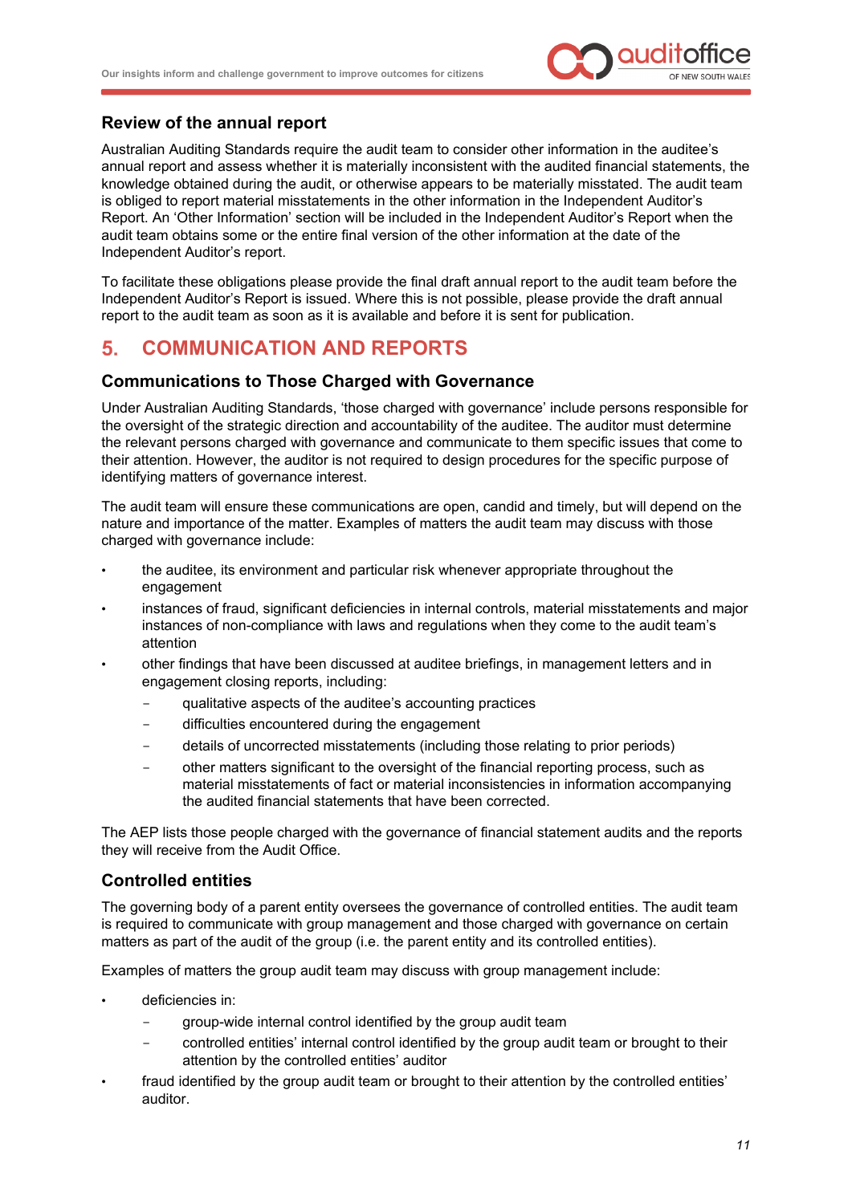### Review of the annual report

Australian Auditing Standards require the audit team to consider other information in the auditee's annual report and assess whether it is materially inconsistent with the audited financial statements, the knowledge obtained during the audit, or otherwise appears to be materially misstated. The audit team is obliged to report material misstatements in the other information in the Independent Auditor's Report. An 'Other Information' section will be included in the Independent Auditor's Report when the audit team obtains some or the entire final version of the other information at the date of the Independent Auditor's report.

To facilitate these obligations please provide the final draft annual report to the audit team before the Independent Auditor's Report is issued. Where this is not possible, please provide the draft annual report to the audit team as soon as it is available and before it is sent for publication.

## 5. COMMUNICATION AND REPORTS

### Communications to Those Charged with Governance

Under Australian Auditing Standards, 'those charged with governance' include persons responsible for the oversight of the strategic direction and accountability of the auditee. The auditor must determine the relevant persons charged with governance and communicate to them specific issues that come to their attention. However, the auditor is not required to design procedures for the specific purpose of identifying matters of governance interest.

The audit team will ensure these communications are open, candid and timely, but will depend on the nature and importance of the matter. Examples of matters the audit team may discuss with those charged with governance include:

- the auditee, its environment and particular risk whenever appropriate throughout the engagement
- instances of fraud, significant deficiencies in internal controls, material misstatements and major instances of non-compliance with laws and regulations when they come to the audit team's attention
- other findings that have been discussed at auditee briefings, in management letters and in engagement closing reports, including:
  - qualitative aspects of the auditee's accounting practices
  - difficulties encountered during the engagement
  - details of uncorrected misstatements (including those relating to prior periods)
  - other matters significant to the oversight of the financial reporting process, such as material misstatements of fact or material inconsistencies in information accompanying the audited financial statements that have been corrected.

The AEP lists those people charged with the governance of financial statement audits and the reports they will receive from the Audit Office.

### Controlled entities

The governing body of a parent entity oversees the governance of controlled entities. The audit team is required to communicate with group management and those charged with governance on certain matters as part of the audit of the group (i.e. the parent entity and its controlled entities).

Examples of matters the group audit team may discuss with group management include:

- deficiencies in:
  - group-wide internal control identified by the group audit team
  - controlled entities' internal control identified by the group audit team or brought to their attention by the controlled entities' auditor
- fraud identified by the group audit team or brought to their attention by the controlled entities' auditor.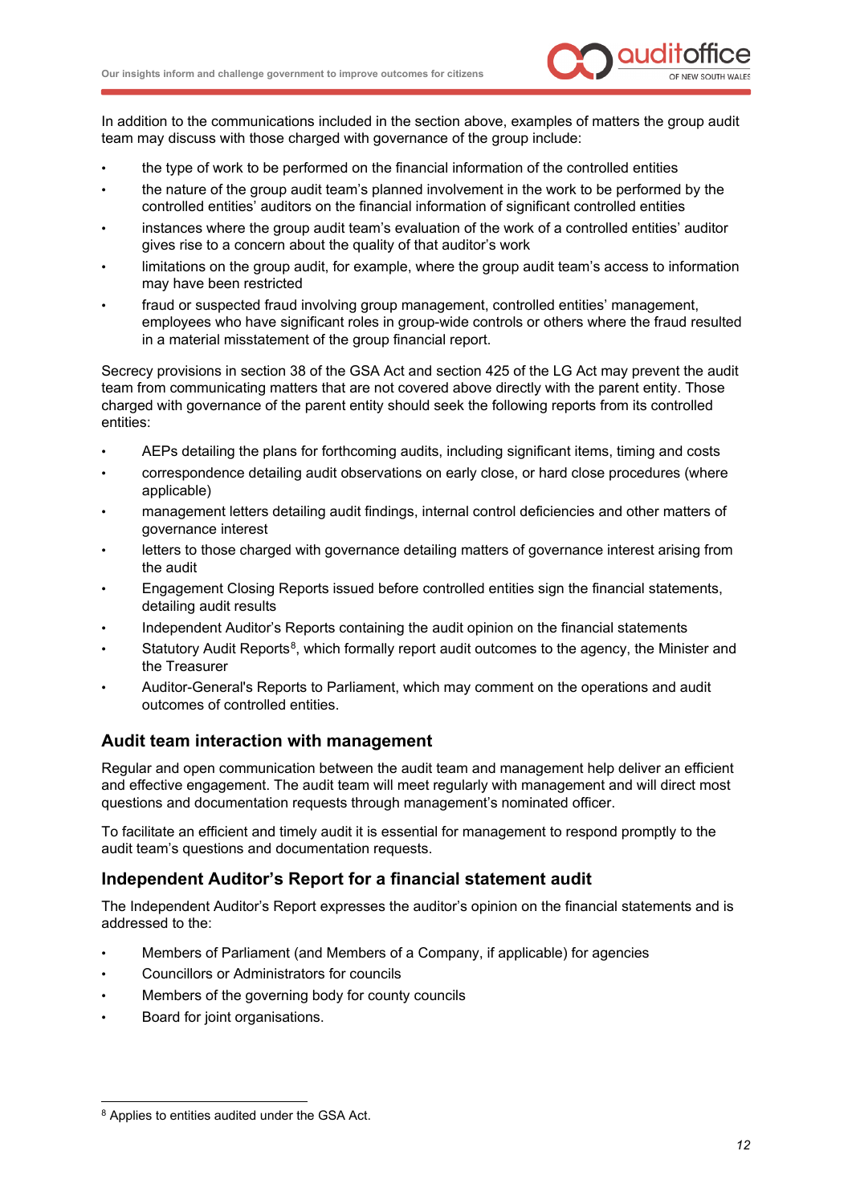In addition to the communications included in the section above, examples of matters the group audit team may discuss with those charged with governance of the group include:

- the type of work to be performed on the financial information of the controlled entities
- the nature of the group audit team's planned involvement in the work to be performed by the controlled entities' auditors on the financial information of significant controlled entities
- instances where the group audit team's evaluation of the work of a controlled entities' auditor gives rise to a concern about the quality of that auditor's work
- limitations on the group audit, for example, where the group audit team's access to information may have been restricted
- fraud or suspected fraud involving group management, controlled entities' management, employees who have significant roles in group-wide controls or others where the fraud resulted in a material misstatement of the group financial report.

Secrecy provisions in section 38 of the GSA Act and section 425 of the LG Act may prevent the audit team from communicating matters that are not covered above directly with the parent entity. Those charged with governance of the parent entity should seek the following reports from its controlled entities:

- AEPs detailing the plans for forthcoming audits, including significant items, timing and costs
- correspondence detailing audit observations on early close, or hard close procedures (where applicable)
- management letters detailing audit findings, internal control deficiencies and other matters of governance interest
- letters to those charged with governance detailing matters of governance interest arising from the audit
- Engagement Closing Reports issued before controlled entities sign the financial statements, detailing audit results
- Independent Auditor's Reports containing the audit opinion on the financial statements
- Statutory Audit Reports[8], which formally report audit outcomes to the agency, the Minister and the Treasurer
- Auditor-General's Reports to Parliament, which may comment on the operations and audit outcomes of controlled entities.

## Audit team interaction with management

Regular and open communication between the audit team and management help deliver an efficient and effective engagement. The audit team will meet regularly with management and will direct most questions and documentation requests through management's nominated officer.

To facilitate an efficient and timely audit it is essential for management to respond promptly to the audit team's questions and documentation requests.

## Independent Auditor's Report for a financial statement audit

The Independent Auditor's Report expresses the auditor's opinion on the financial statements and is addressed to the:

- Members of Parliament (and Members of a Company, if applicable) for agencies
- Councillors or Administrators for councils
- Members of the governing body for county councils
- Board for joint organisations.

[8] Applies to entities audited under the GSA Act.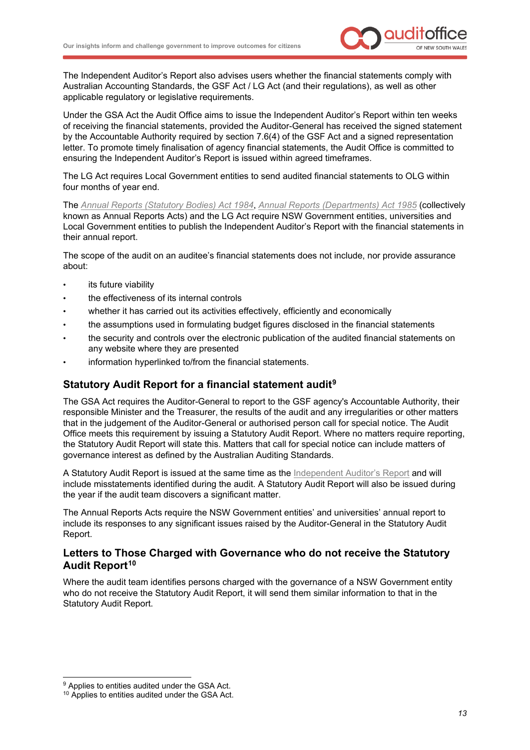The Independent Auditor's Report also advises users whether the financial statements comply with Australian Accounting Standards, the GSF Act / LG Act (and their regulations), as well as other applicable regulatory or legislative requirements.

Under the GSA Act the Audit Office aims to issue the Independent Auditor's Report within ten weeks of receiving the financial statements, provided the Auditor-General has received the signed statement by the Accountable Authority required by section 7.6(4) of the GSF Act and a signed representation letter. To promote timely finalisation of agency financial statements, the Audit Office is committed to ensuring the Independent Auditor's Report is issued within agreed timeframes.

The LG Act requires Local Government entities to send audited financial statements to OLG within four months of year end.

The *Annual Reports (Statutory Bodies) Act 1984*, *Annual Reports (Departments) Act 1985* (collectively known as Annual Reports Acts) and the LG Act require NSW Government entities, universities and Local Government entities to publish the Independent Auditor's Report with the financial statements in their annual report.

The scope of the audit on an auditee's financial statements does not include, nor provide assurance about:

- its future viability
- the effectiveness of its internal controls
- whether it has carried out its activities effectively, efficiently and economically
- the assumptions used in formulating budget figures disclosed in the financial statements
- the security and controls over the electronic publication of the audited financial statements on any website where they are presented
- information hyperlinked to/from the financial statements.

## Statutory Audit Report for a financial statement audit[9]

The GSA Act requires the Auditor-General to report to the GSF agency's Accountable Authority, their responsible Minister and the Treasurer, the results of the audit and any irregularities or other matters that in the judgement of the Auditor-General or authorised person call for special notice. The Audit Office meets this requirement by issuing a Statutory Audit Report. Where no matters require reporting, the Statutory Audit Report will state this. Matters that call for special notice can include matters of governance interest as defined by the Australian Auditing Standards.

A Statutory Audit Report is issued at the same time as the Independent Auditor's Report and will include misstatements identified during the audit. A Statutory Audit Report will also be issued during the year if the audit team discovers a significant matter.

The Annual Reports Acts require the NSW Government entities' and universities' annual report to include its responses to any significant issues raised by the Auditor-General in the Statutory Audit Report.

## Letters to Those Charged with Governance who do not receive the Statutory Audit Report[10]

Where the audit team identifies persons charged with the governance of a NSW Government entity who do not receive the Statutory Audit Report, it will send them similar information to that in the Statutory Audit Report.

---

[9] Applies to entities audited under the GSA Act.

[10] Applies to entities audited under the GSA Act.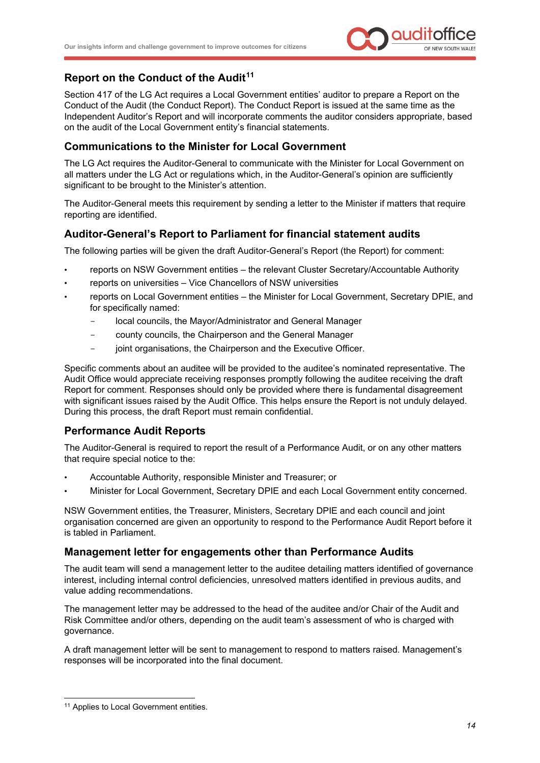## Report on the Conduct of the Audit[11]

Section 417 of the LG Act requires a Local Government entities' auditor to prepare a Report on the Conduct of the Audit (the Conduct Report). The Conduct Report is issued at the same time as the Independent Auditor's Report and will incorporate comments the auditor considers appropriate, based on the audit of the Local Government entity's financial statements.

## Communications to the Minister for Local Government

The LG Act requires the Auditor-General to communicate with the Minister for Local Government on all matters under the LG Act or regulations which, in the Auditor-General's opinion are sufficiently significant to be brought to the Minister's attention.

The Auditor-General meets this requirement by sending a letter to the Minister if matters that require reporting are identified.

## Auditor-General's Report to Parliament for financial statement audits

The following parties will be given the draft Auditor-General's Report (the Report) for comment:

- reports on NSW Government entities – the relevant Cluster Secretary/Accountable Authority
- reports on universities – Vice Chancellors of NSW universities
- reports on Local Government entities – the Minister for Local Government, Secretary DPIE, and for specifically named:
  - local councils, the Mayor/Administrator and General Manager
  - county councils, the Chairperson and the General Manager
  - joint organisations, the Chairperson and the Executive Officer.

Specific comments about an auditee will be provided to the auditee's nominated representative. The Audit Office would appreciate receiving responses promptly following the auditee receiving the draft Report for comment. Responses should only be provided where there is fundamental disagreement with significant issues raised by the Audit Office. This helps ensure the Report is not unduly delayed. During this process, the draft Report must remain confidential.

## Performance Audit Reports

The Auditor-General is required to report the result of a Performance Audit, or on any other matters that require special notice to the:

- Accountable Authority, responsible Minister and Treasurer; or
- Minister for Local Government, Secretary DPIE and each Local Government entity concerned.

NSW Government entities, the Treasurer, Ministers, Secretary DPIE and each council and joint organisation concerned are given an opportunity to respond to the Performance Audit Report before it is tabled in Parliament.

## Management letter for engagements other than Performance Audits

The audit team will send a management letter to the auditee detailing matters identified of governance interest, including internal control deficiencies, unresolved matters identified in previous audits, and value adding recommendations.

The management letter may be addressed to the head of the auditee and/or Chair of the Audit and Risk Committee and/or others, depending on the audit team's assessment of who is charged with governance.

A draft management letter will be sent to management to respond to matters raised. Management's responses will be incorporated into the final document.

---

[11] Applies to Local Government entities.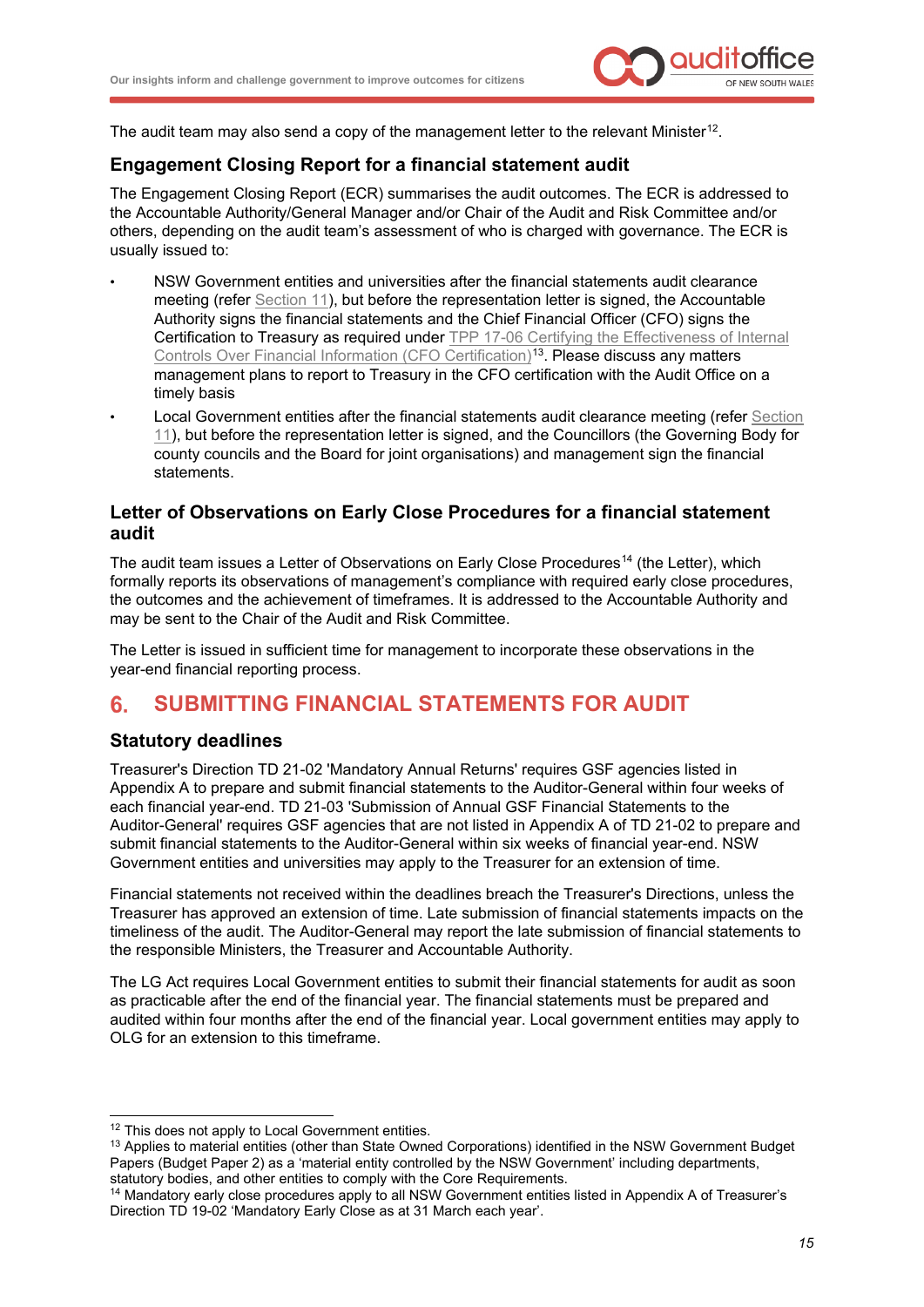The audit team may also send a copy of the management letter to the relevant Minister[12].

### Engagement Closing Report for a financial statement audit

The Engagement Closing Report (ECR) summarises the audit outcomes. The ECR is addressed to the Accountable Authority/General Manager and/or Chair of the Audit and Risk Committee and/or others, depending on the audit team's assessment of who is charged with governance. The ECR is usually issued to:

- NSW Government entities and universities after the financial statements audit clearance meeting (refer Section 11), but before the representation letter is signed, the Accountable Authority signs the financial statements and the Chief Financial Officer (CFO) signs the Certification to Treasury as required under TPP 17-06 Certifying the Effectiveness of Internal Controls Over Financial Information (CFO Certification)[13]. Please discuss any matters management plans to report to Treasury in the CFO certification with the Audit Office on a timely basis
- Local Government entities after the financial statements audit clearance meeting (refer Section 11), but before the representation letter is signed, and the Councillors (the Governing Body for county councils and the Board for joint organisations) and management sign the financial statements.

### Letter of Observations on Early Close Procedures for a financial statement audit

The audit team issues a Letter of Observations on Early Close Procedures[14] (the Letter), which formally reports its observations of management's compliance with required early close procedures, the outcomes and the achievement of timeframes. It is addressed to the Accountable Authority and may be sent to the Chair of the Audit and Risk Committee.

The Letter is issued in sufficient time for management to incorporate these observations in the year-end financial reporting process.

## 6. SUBMITTING FINANCIAL STATEMENTS FOR AUDIT

### Statutory deadlines

Treasurer's Direction TD 21-02 'Mandatory Annual Returns' requires GSF agencies listed in Appendix A to prepare and submit financial statements to the Auditor-General within four weeks of each financial year-end. TD 21-03 'Submission of Annual GSF Financial Statements to the Auditor-General' requires GSF agencies that are not listed in Appendix A of TD 21-02 to prepare and submit financial statements to the Auditor-General within six weeks of financial year-end. NSW Government entities and universities may apply to the Treasurer for an extension of time.

Financial statements not received within the deadlines breach the Treasurer's Directions, unless the Treasurer has approved an extension of time. Late submission of financial statements impacts on the timeliness of the audit. The Auditor-General may report the late submission of financial statements to the responsible Ministers, the Treasurer and Accountable Authority.

The LG Act requires Local Government entities to submit their financial statements for audit as soon as practicable after the end of the financial year. The financial statements must be prepared and audited within four months after the end of the financial year. Local government entities may apply to OLG for an extension to this timeframe.

---

[12] This does not apply to Local Government entities.

[13] Applies to material entities (other than State Owned Corporations) identified in the NSW Government Budget Papers (Budget Paper 2) as a 'material entity controlled by the NSW Government' including departments, statutory bodies, and other entities to comply with the Core Requirements.

[14] Mandatory early close procedures apply to all NSW Government entities listed in Appendix A of Treasurer's Direction TD 19-02 'Mandatory Early Close as at 31 March each year'.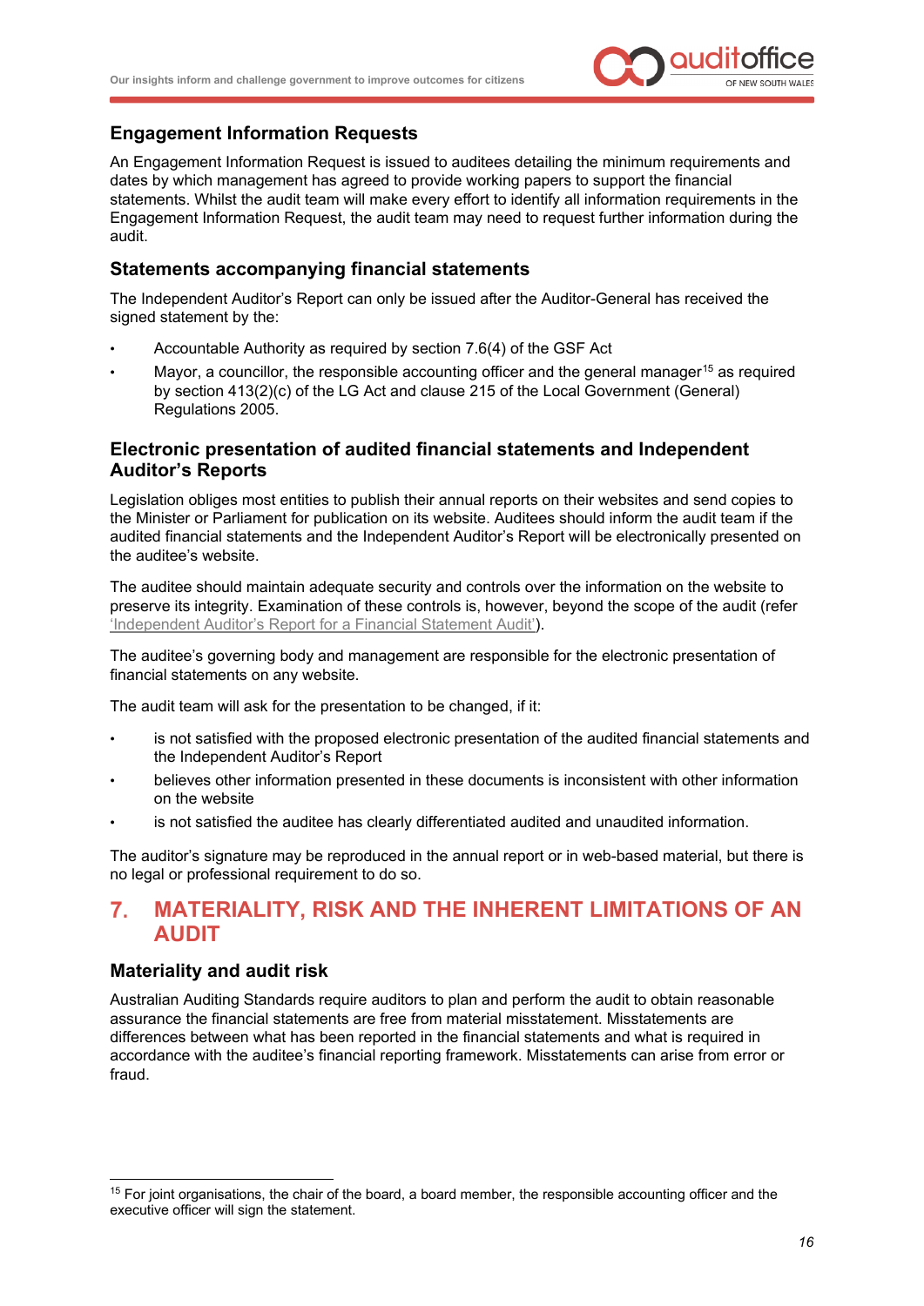### Engagement Information Requests

An Engagement Information Request is issued to auditees detailing the minimum requirements and dates by which management has agreed to provide working papers to support the financial statements. Whilst the audit team will make every effort to identify all information requirements in the Engagement Information Request, the audit team may need to request further information during the audit.

### Statements accompanying financial statements

The Independent Auditor's Report can only be issued after the Auditor-General has received the signed statement by the:

- Accountable Authority as required by section 7.6(4) of the GSF Act
- Mayor, a councillor, the responsible accounting officer and the general manager[15] as required by section 413(2)(c) of the LG Act and clause 215 of the Local Government (General) Regulations 2005.

### Electronic presentation of audited financial statements and Independent Auditor's Reports

Legislation obliges most entities to publish their annual reports on their websites and send copies to the Minister or Parliament for publication on its website. Auditees should inform the audit team if the audited financial statements and the Independent Auditor's Report will be electronically presented on the auditee's website.

The auditee should maintain adequate security and controls over the information on the website to preserve its integrity. Examination of these controls is, however, beyond the scope of the audit (refer 'Independent Auditor's Report for a Financial Statement Audit').

The auditee's governing body and management are responsible for the electronic presentation of financial statements on any website.

The audit team will ask for the presentation to be changed, if it:

- is not satisfied with the proposed electronic presentation of the audited financial statements and the Independent Auditor's Report
- believes other information presented in these documents is inconsistent with other information on the website
- is not satisfied the auditee has clearly differentiated audited and unaudited information.

The auditor's signature may be reproduced in the annual report or in web-based material, but there is no legal or professional requirement to do so.

## 7. MATERIALITY, RISK AND THE INHERENT LIMITATIONS OF AN AUDIT

### Materiality and audit risk

Australian Auditing Standards require auditors to plan and perform the audit to obtain reasonable assurance the financial statements are free from material misstatement. Misstatements are differences between what has been reported in the financial statements and what is required in accordance with the auditee's financial reporting framework. Misstatements can arise from error or fraud.

---

[15] For joint organisations, the chair of the board, a board member, the responsible accounting officer and the executive officer will sign the statement.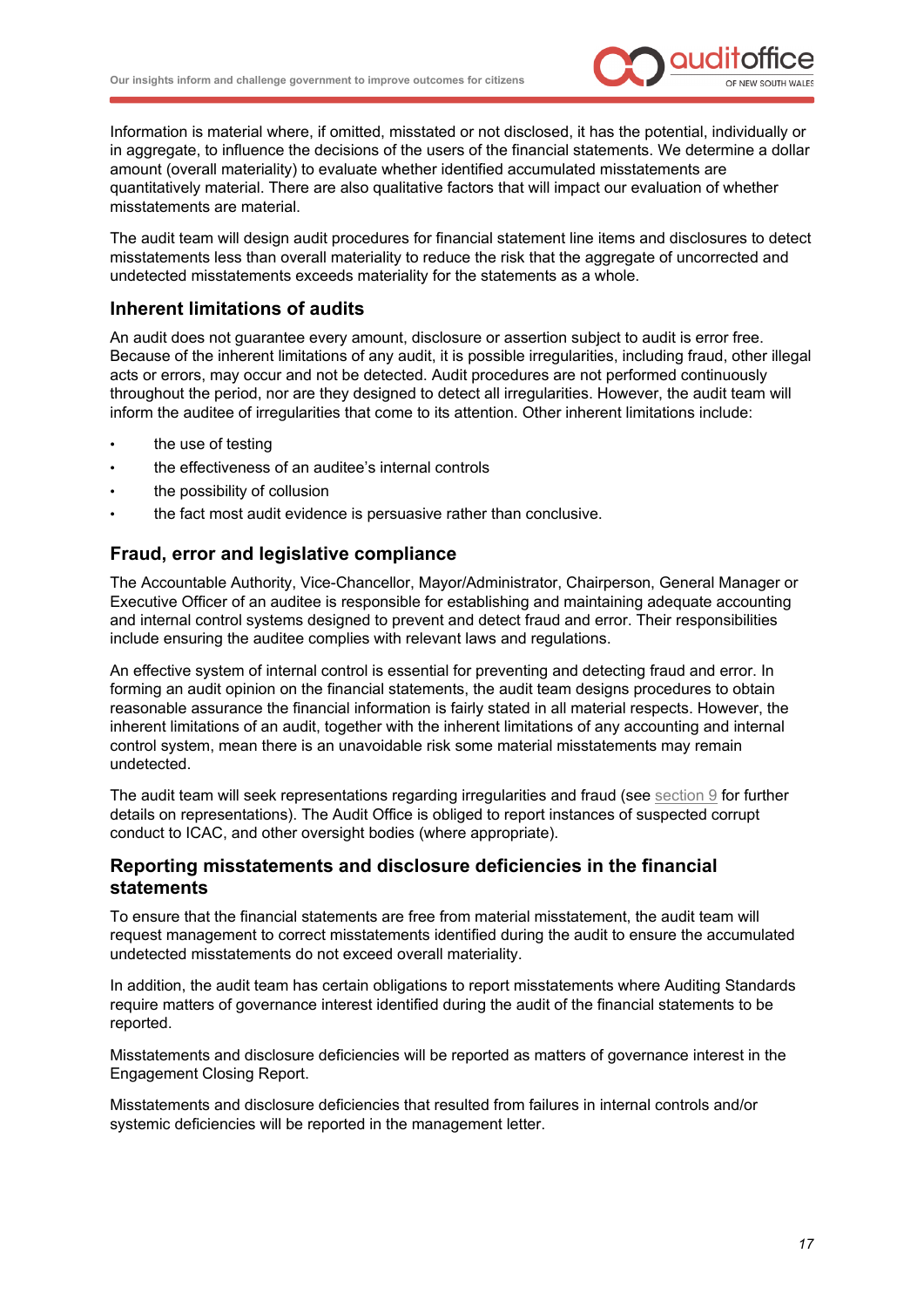Information is material where, if omitted, misstated or not disclosed, it has the potential, individually or in aggregate, to influence the decisions of the users of the financial statements. We determine a dollar amount (overall materiality) to evaluate whether identified accumulated misstatements are quantitatively material. There are also qualitative factors that will impact our evaluation of whether misstatements are material.

The audit team will design audit procedures for financial statement line items and disclosures to detect misstatements less than overall materiality to reduce the risk that the aggregate of uncorrected and undetected misstatements exceeds materiality for the statements as a whole.

## Inherent limitations of audits

An audit does not guarantee every amount, disclosure or assertion subject to audit is error free. Because of the inherent limitations of any audit, it is possible irregularities, including fraud, other illegal acts or errors, may occur and not be detected. Audit procedures are not performed continuously throughout the period, nor are they designed to detect all irregularities. However, the audit team will inform the auditee of irregularities that come to its attention. Other inherent limitations include:

- the use of testing
- the effectiveness of an auditee's internal controls
- the possibility of collusion
- the fact most audit evidence is persuasive rather than conclusive.

## Fraud, error and legislative compliance

The Accountable Authority, Vice-Chancellor, Mayor/Administrator, Chairperson, General Manager or Executive Officer of an auditee is responsible for establishing and maintaining adequate accounting and internal control systems designed to prevent and detect fraud and error. Their responsibilities include ensuring the auditee complies with relevant laws and regulations.

An effective system of internal control is essential for preventing and detecting fraud and error. In forming an audit opinion on the financial statements, the audit team designs procedures to obtain reasonable assurance the financial information is fairly stated in all material respects. However, the inherent limitations of an audit, together with the inherent limitations of any accounting and internal control system, mean there is an unavoidable risk some material misstatements may remain undetected.

The audit team will seek representations regarding irregularities and fraud (see section 9 for further details on representations). The Audit Office is obliged to report instances of suspected corrupt conduct to ICAC, and other oversight bodies (where appropriate).

## Reporting misstatements and disclosure deficiencies in the financial statements

To ensure that the financial statements are free from material misstatement, the audit team will request management to correct misstatements identified during the audit to ensure the accumulated undetected misstatements do not exceed overall materiality.

In addition, the audit team has certain obligations to report misstatements where Auditing Standards require matters of governance interest identified during the audit of the financial statements to be reported.

Misstatements and disclosure deficiencies will be reported as matters of governance interest in the Engagement Closing Report.

Misstatements and disclosure deficiencies that resulted from failures in internal controls and/or systemic deficiencies will be reported in the management letter.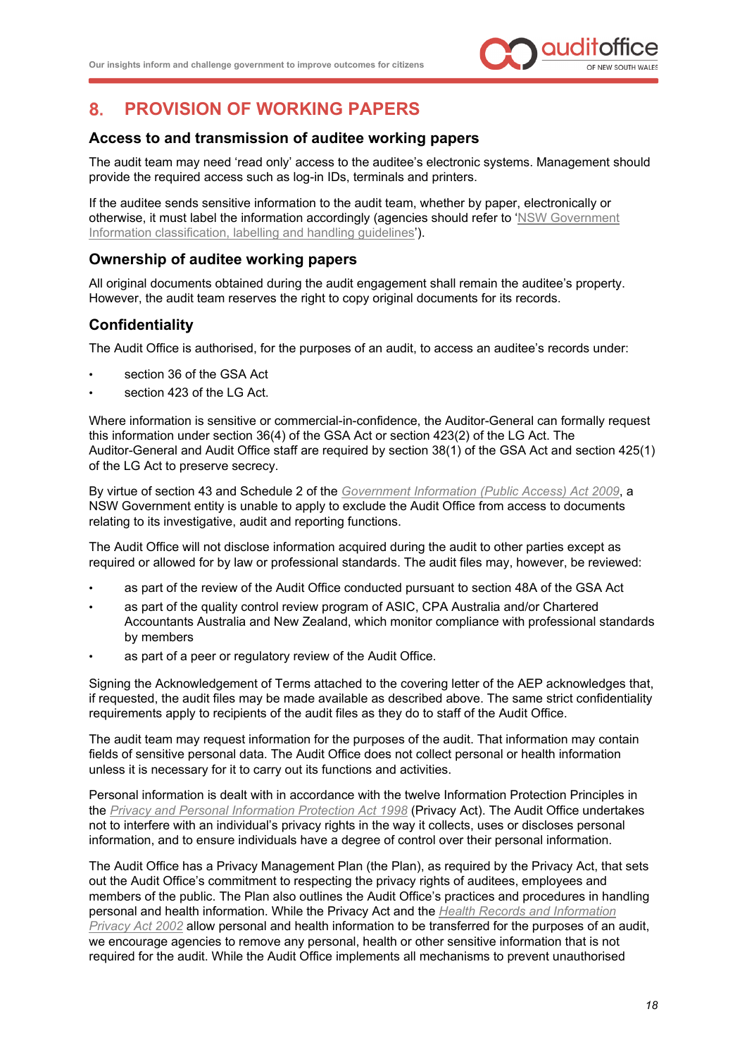## 8. PROVISION OF WORKING PAPERS

### Access to and transmission of auditee working papers

The audit team may need 'read only' access to the auditee's electronic systems. Management should provide the required access such as log-in IDs, terminals and printers.

If the auditee sends sensitive information to the audit team, whether by paper, electronically or otherwise, it must label the information accordingly (agencies should refer to 'NSW Government Information classification, labelling and handling guidelines').

### Ownership of auditee working papers

All original documents obtained during the audit engagement shall remain the auditee's property. However, the audit team reserves the right to copy original documents for its records.

### Confidentiality

The Audit Office is authorised, for the purposes of an audit, to access an auditee's records under:

- section 36 of the GSA Act
- section 423 of the LG Act.

Where information is sensitive or commercial-in-confidence, the Auditor-General can formally request this information under section 36(4) of the GSA Act or section 423(2) of the LG Act. The Auditor-General and Audit Office staff are required by section 38(1) of the GSA Act and section 425(1) of the LG Act to preserve secrecy.

By virtue of section 43 and Schedule 2 of the *Government Information (Public Access) Act 2009*, a NSW Government entity is unable to apply to exclude the Audit Office from access to documents relating to its investigative, audit and reporting functions.

The Audit Office will not disclose information acquired during the audit to other parties except as required or allowed for by law or professional standards. The audit files may, however, be reviewed:

- as part of the review of the Audit Office conducted pursuant to section 48A of the GSA Act
- as part of the quality control review program of ASIC, CPA Australia and/or Chartered Accountants Australia and New Zealand, which monitor compliance with professional standards by members
- as part of a peer or regulatory review of the Audit Office.

Signing the Acknowledgement of Terms attached to the covering letter of the AEP acknowledges that, if requested, the audit files may be made available as described above. The same strict confidentiality requirements apply to recipients of the audit files as they do to staff of the Audit Office.

The audit team may request information for the purposes of the audit. That information may contain fields of sensitive personal data. The Audit Office does not collect personal or health information unless it is necessary for it to carry out its functions and activities.

Personal information is dealt with in accordance with the twelve Information Protection Principles in the *Privacy and Personal Information Protection Act 1998* (Privacy Act). The Audit Office undertakes not to interfere with an individual's privacy rights in the way it collects, uses or discloses personal information, and to ensure individuals have a degree of control over their personal information.

The Audit Office has a Privacy Management Plan (the Plan), as required by the Privacy Act, that sets out the Audit Office's commitment to respecting the privacy rights of auditees, employees and members of the public. The Plan also outlines the Audit Office's practices and procedures in handling personal and health information. While the Privacy Act and the *Health Records and Information Privacy Act 2002* allow personal and health information to be transferred for the purposes of an audit, we encourage agencies to remove any personal, health or other sensitive information that is not required for the audit. While the Audit Office implements all mechanisms to prevent unauthorised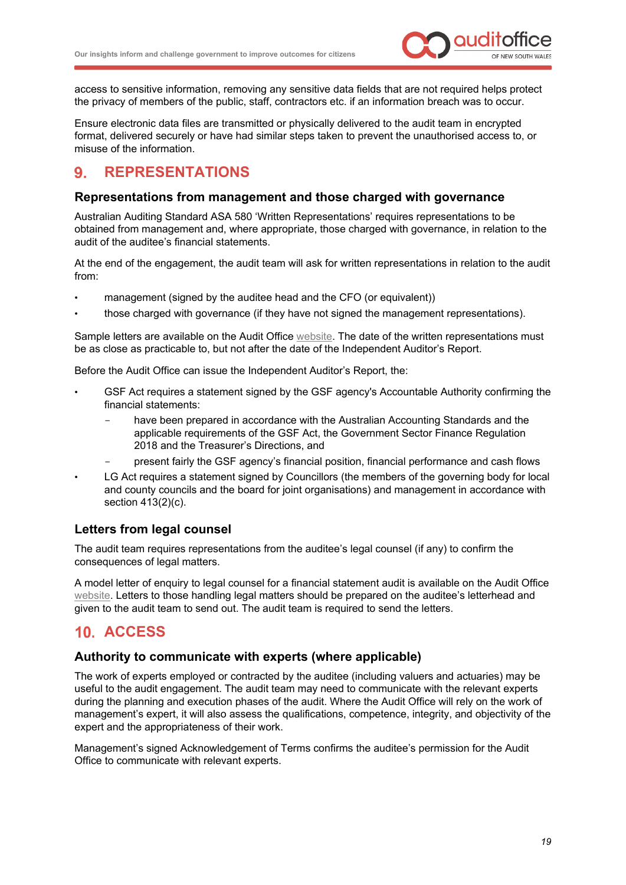access to sensitive information, removing any sensitive data fields that are not required helps protect the privacy of members of the public, staff, contractors etc. if an information breach was to occur.

Ensure electronic data files are transmitted or physically delivered to the audit team in encrypted format, delivered securely or have had similar steps taken to prevent the unauthorised access to, or misuse of the information.

# 9. REPRESENTATIONS

## Representations from management and those charged with governance

Australian Auditing Standard ASA 580 'Written Representations' requires representations to be obtained from management and, where appropriate, those charged with governance, in relation to the audit of the auditee's financial statements.

At the end of the engagement, the audit team will ask for written representations in relation to the audit from:

- management (signed by the auditee head and the CFO (or equivalent))
- those charged with governance (if they have not signed the management representations).

Sample letters are available on the Audit Office website. The date of the written representations must be as close as practicable to, but not after the date of the Independent Auditor's Report.

Before the Audit Office can issue the Independent Auditor's Report, the:

- GSF Act requires a statement signed by the GSF agency's Accountable Authority confirming the financial statements:
  - have been prepared in accordance with the Australian Accounting Standards and the applicable requirements of the GSF Act, the Government Sector Finance Regulation 2018 and the Treasurer's Directions, and
  - present fairly the GSF agency's financial position, financial performance and cash flows
- LG Act requires a statement signed by Councillors (the members of the governing body for local and county councils and the board for joint organisations) and management in accordance with section 413(2)(c).

## Letters from legal counsel

The audit team requires representations from the auditee's legal counsel (if any) to confirm the consequences of legal matters.

A model letter of enquiry to legal counsel for a financial statement audit is available on the Audit Office website. Letters to those handling legal matters should be prepared on the auditee's letterhead and given to the audit team to send out. The audit team is required to send the letters.

# 10. ACCESS

## Authority to communicate with experts (where applicable)

The work of experts employed or contracted by the auditee (including valuers and actuaries) may be useful to the audit engagement. The audit team may need to communicate with the relevant experts during the planning and execution phases of the audit. Where the Audit Office will rely on the work of management's expert, it will also assess the qualifications, competence, integrity, and objectivity of the expert and the appropriateness of their work.

Management's signed Acknowledgement of Terms confirms the auditee's permission for the Audit Office to communicate with relevant experts.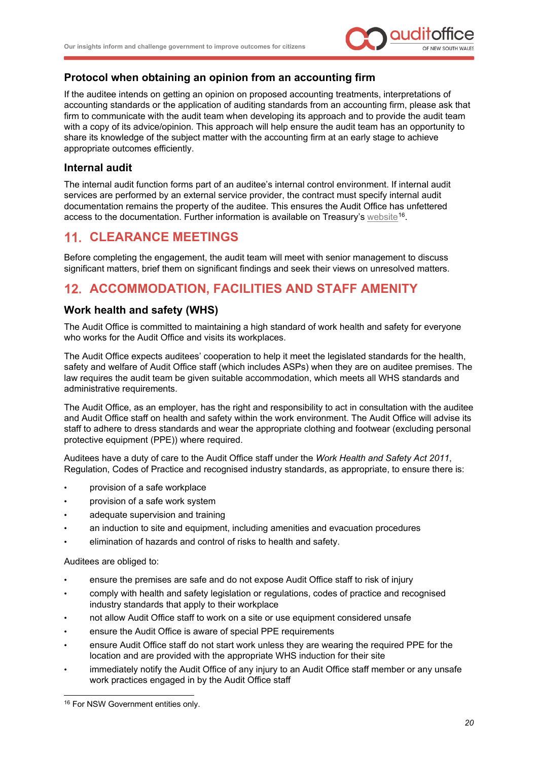### Protocol when obtaining an opinion from an accounting firm

If the auditee intends on getting an opinion on proposed accounting treatments, interpretations of accounting standards or the application of auditing standards from an accounting firm, please ask that firm to communicate with the audit team when developing its approach and to provide the audit team with a copy of its advice/opinion. This approach will help ensure the audit team has an opportunity to share its knowledge of the subject matter with the accounting firm at an early stage to achieve appropriate outcomes efficiently.

### Internal audit

The internal audit function forms part of an auditee's internal control environment. If internal audit services are performed by an external service provider, the contract must specify internal audit documentation remains the property of the auditee. This ensures the Audit Office has unfettered access to the documentation. Further information is available on Treasury's website[16].

## 11. CLEARANCE MEETINGS

Before completing the engagement, the audit team will meet with senior management to discuss significant matters, brief them on significant findings and seek their views on unresolved matters.

## 12. ACCOMMODATION, FACILITIES AND STAFF AMENITY

### Work health and safety (WHS)

The Audit Office is committed to maintaining a high standard of work health and safety for everyone who works for the Audit Office and visits its workplaces.

The Audit Office expects auditees' cooperation to help it meet the legislated standards for the health, safety and welfare of Audit Office staff (which includes ASPs) when they are on auditee premises. The law requires the audit team be given suitable accommodation, which meets all WHS standards and administrative requirements.

The Audit Office, as an employer, has the right and responsibility to act in consultation with the auditee and Audit Office staff on health and safety within the work environment. The Audit Office will advise its staff to adhere to dress standards and wear the appropriate clothing and footwear (excluding personal protective equipment (PPE)) where required.

Auditees have a duty of care to the Audit Office staff under the *Work Health and Safety Act 2011*, Regulation, Codes of Practice and recognised industry standards, as appropriate, to ensure there is:

- provision of a safe workplace
- provision of a safe work system
- adequate supervision and training
- an induction to site and equipment, including amenities and evacuation procedures
- elimination of hazards and control of risks to health and safety.

Auditees are obliged to:

- ensure the premises are safe and do not expose Audit Office staff to risk of injury
- comply with health and safety legislation or regulations, codes of practice and recognised industry standards that apply to their workplace
- not allow Audit Office staff to work on a site or use equipment considered unsafe
- ensure the Audit Office is aware of special PPE requirements
- ensure Audit Office staff do not start work unless they are wearing the required PPE for the location and are provided with the appropriate WHS induction for their site
- immediately notify the Audit Office of any injury to an Audit Office staff member or any unsafe work practices engaged in by the Audit Office staff

---

[16] For NSW Government entities only.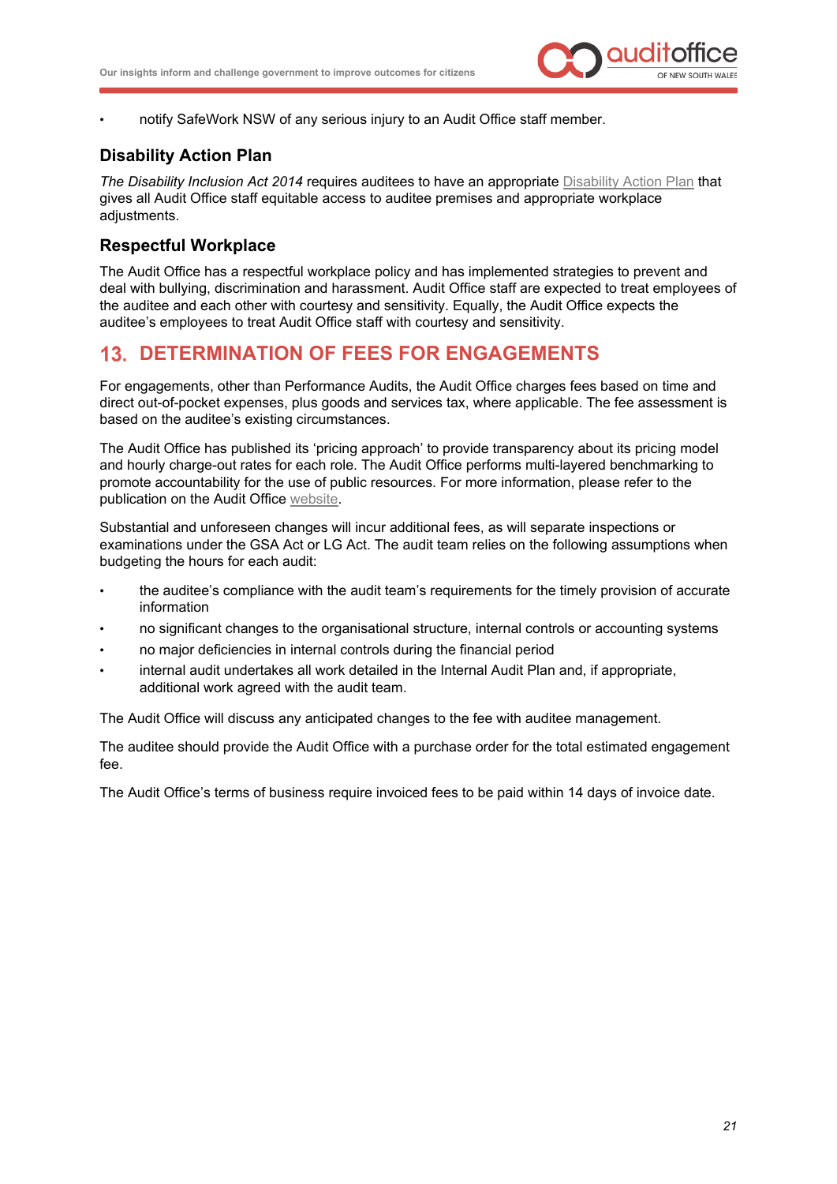- notify SafeWork NSW of any serious injury to an Audit Office staff member.

### Disability Action Plan

*The Disability Inclusion Act 2014* requires auditees to have an appropriate Disability Action Plan that gives all Audit Office staff equitable access to auditee premises and appropriate workplace adjustments.

### Respectful Workplace

The Audit Office has a respectful workplace policy and has implemented strategies to prevent and deal with bullying, discrimination and harassment. Audit Office staff are expected to treat employees of the auditee and each other with courtesy and sensitivity. Equally, the Audit Office expects the auditee's employees to treat Audit Office staff with courtesy and sensitivity.

## 13. DETERMINATION OF FEES FOR ENGAGEMENTS

For engagements, other than Performance Audits, the Audit Office charges fees based on time and direct out-of-pocket expenses, plus goods and services tax, where applicable. The fee assessment is based on the auditee's existing circumstances.

The Audit Office has published its 'pricing approach' to provide transparency about its pricing model and hourly charge-out rates for each role. The Audit Office performs multi-layered benchmarking to promote accountability for the use of public resources. For more information, please refer to the publication on the Audit Office website.

Substantial and unforeseen changes will incur additional fees, as will separate inspections or examinations under the GSA Act or LG Act. The audit team relies on the following assumptions when budgeting the hours for each audit:

- the auditee's compliance with the audit team's requirements for the timely provision of accurate information
- no significant changes to the organisational structure, internal controls or accounting systems
- no major deficiencies in internal controls during the financial period
- internal audit undertakes all work detailed in the Internal Audit Plan and, if appropriate, additional work agreed with the audit team.

The Audit Office will discuss any anticipated changes to the fee with auditee management.

The auditee should provide the Audit Office with a purchase order for the total estimated engagement fee.

The Audit Office's terms of business require invoiced fees to be paid within 14 days of invoice date.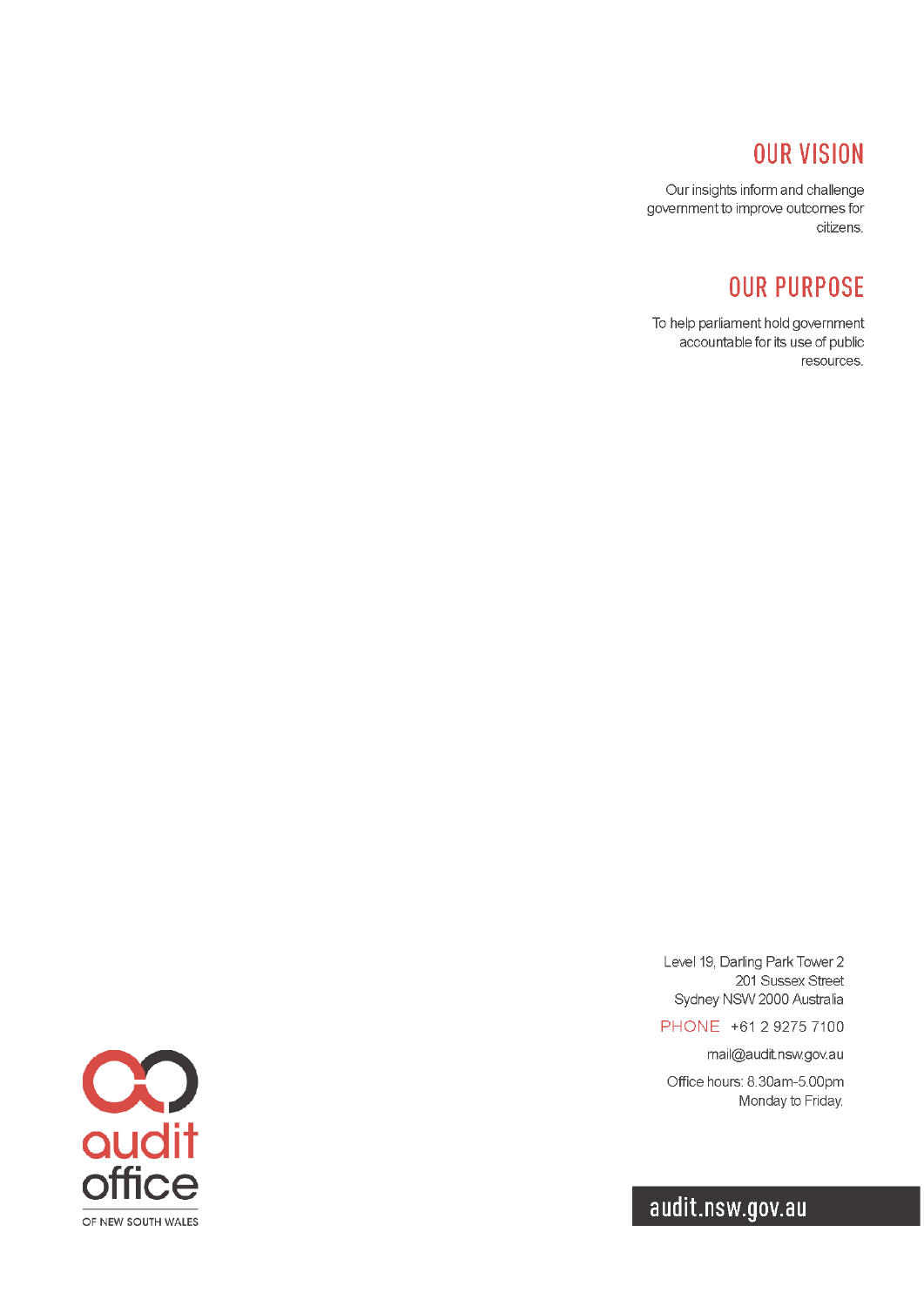## OUR VISION

Our insights inform and challenge government to improve outcomes for citizens.

## OUR PURPOSE

To help parliament hold government accountable for its use of public resources.

Level 19, Darling Park Tower 2
201 Sussex Street
Sydney NSW 2000 Australia

PHONE +61 2 9275 7100

mail@audit.nsw.gov.au

Office hours: 8.30am-5.00pm
Monday to Friday.

audit office
OF NEW SOUTH WALES

audit.nsw.gov.au